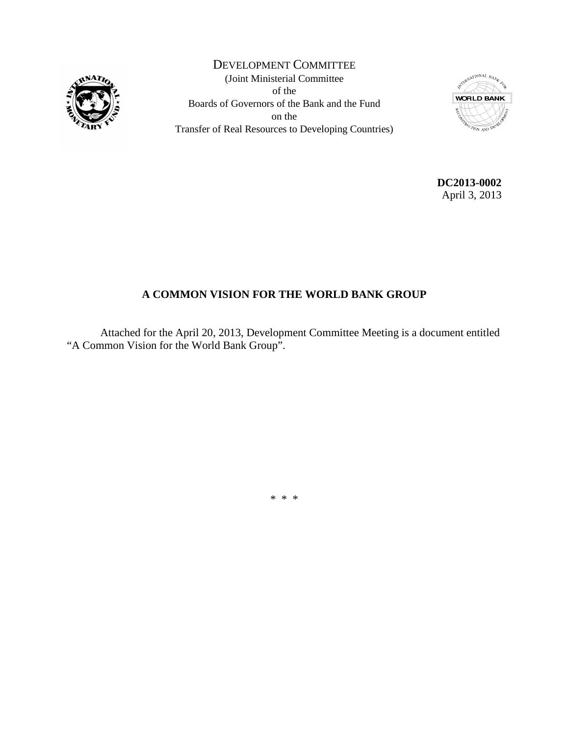DEVELOPMENT COMMITTEE
(Joint Ministerial Committee
of the
Boards of Governors of the Bank and the Fund
on the
Transfer of Real Resources to Developing Countries)

**DC2013-0002**
April 3, 2013

# A COMMON VISION FOR THE WORLD BANK GROUP

Attached for the April 20, 2013, Development Committee Meeting is a document entitled "A Common Vision for the World Bank Group".

\* \* \*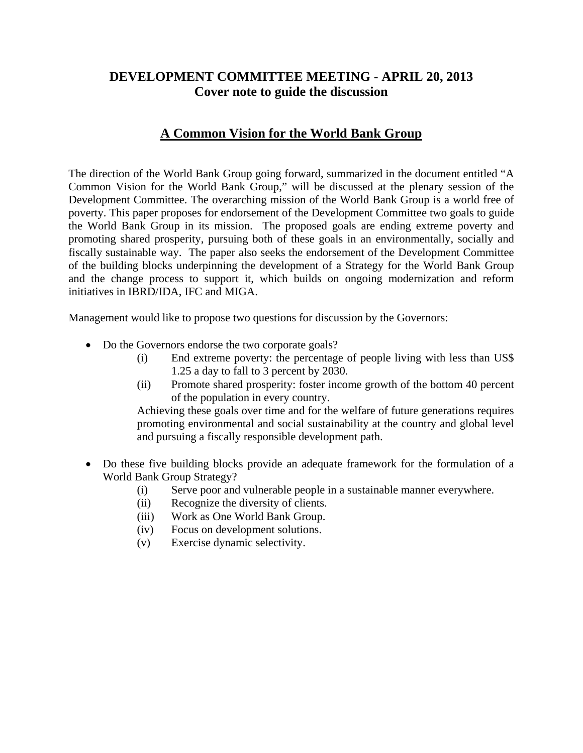# DEVELOPMENT COMMITTEE MEETING - APRIL 20, 2013
## Cover note to guide the discussion

## A Common Vision for the World Bank Group

The direction of the World Bank Group going forward, summarized in the document entitled "A Common Vision for the World Bank Group," will be discussed at the plenary session of the Development Committee. The overarching mission of the World Bank Group is a world free of poverty. This paper proposes for endorsement of the Development Committee two goals to guide the World Bank Group in its mission. The proposed goals are ending extreme poverty and promoting shared prosperity, pursuing both of these goals in an environmentally, socially and fiscally sustainable way. The paper also seeks the endorsement of the Development Committee of the building blocks underpinning the development of a Strategy for the World Bank Group and the change process to support it, which builds on ongoing modernization and reform initiatives in IBRD/IDA, IFC and MIGA.

Management would like to propose two questions for discussion by the Governors:

- Do the Governors endorse the two corporate goals?
  - (i) End extreme poverty: the percentage of people living with less than US$ 1.25 a day to fall to 3 percent by 2030.
  - (ii) Promote shared prosperity: foster income growth of the bottom 40 percent of the population in every country.

  Achieving these goals over time and for the welfare of future generations requires promoting environmental and social sustainability at the country and global level and pursuing a fiscally responsible development path.

- Do these five building blocks provide an adequate framework for the formulation of a World Bank Group Strategy?
  - (i) Serve poor and vulnerable people in a sustainable manner everywhere.
  - (ii) Recognize the diversity of clients.
  - (iii) Work as One World Bank Group.
  - (iv) Focus on development solutions.
  - (v) Exercise dynamic selectivity.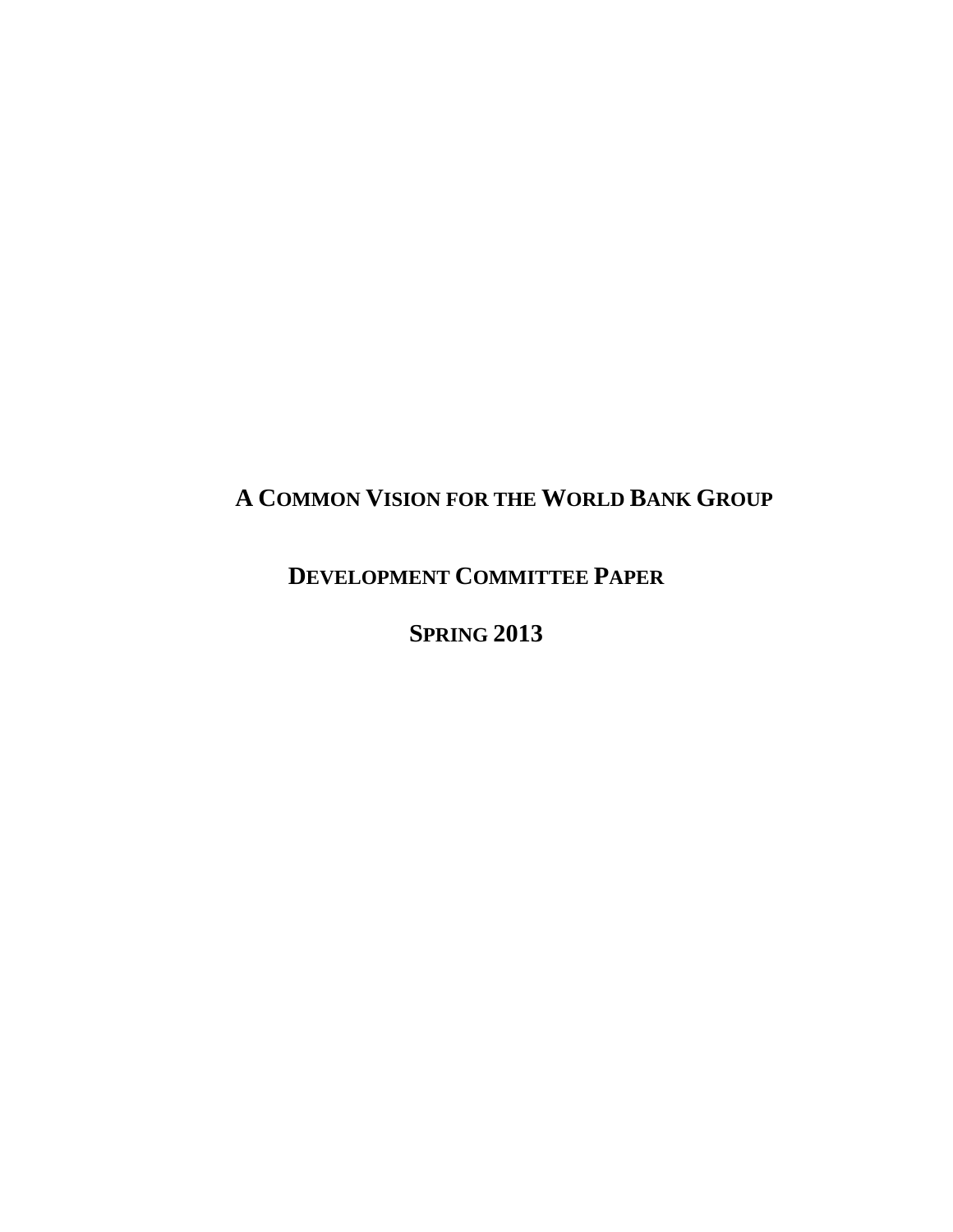# A COMMON VISION FOR THE WORLD BANK GROUP

## DEVELOPMENT COMMITTEE PAPER

## SPRING 2013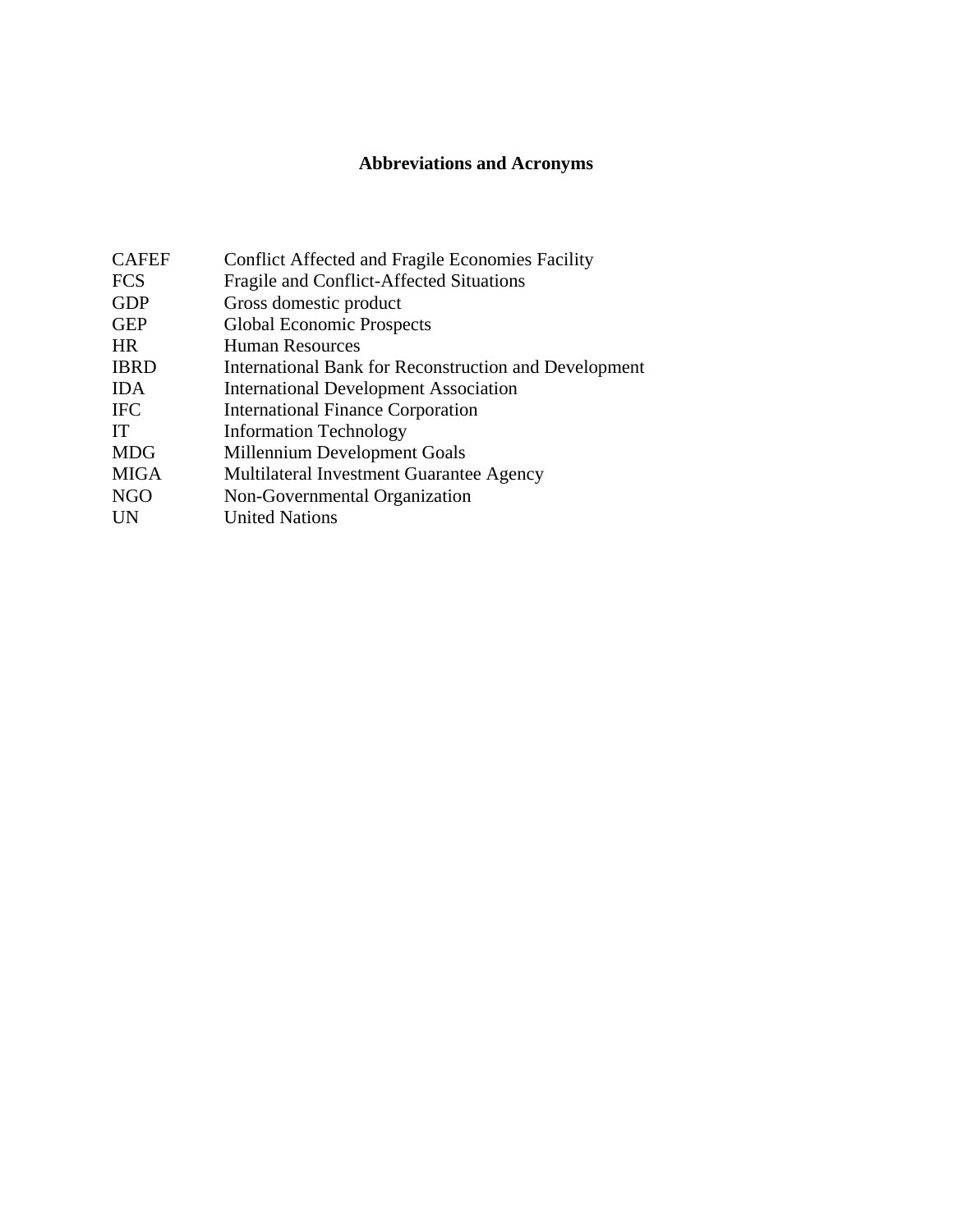# Abbreviations and Acronyms

| | |
|---|---|
| CAFEF | Conflict Affected and Fragile Economies Facility |
| FCS | Fragile and Conflict-Affected Situations |
| GDP | Gross domestic product |
| GEP | Global Economic Prospects |
| HR | Human Resources |
| IBRD | International Bank for Reconstruction and Development |
| IDA | International Development Association |
| IFC | International Finance Corporation |
| IT | Information Technology |
| MDG | Millennium Development Goals |
| MIGA | Multilateral Investment Guarantee Agency |
| NGO | Non-Governmental Organization |
| UN | United Nations |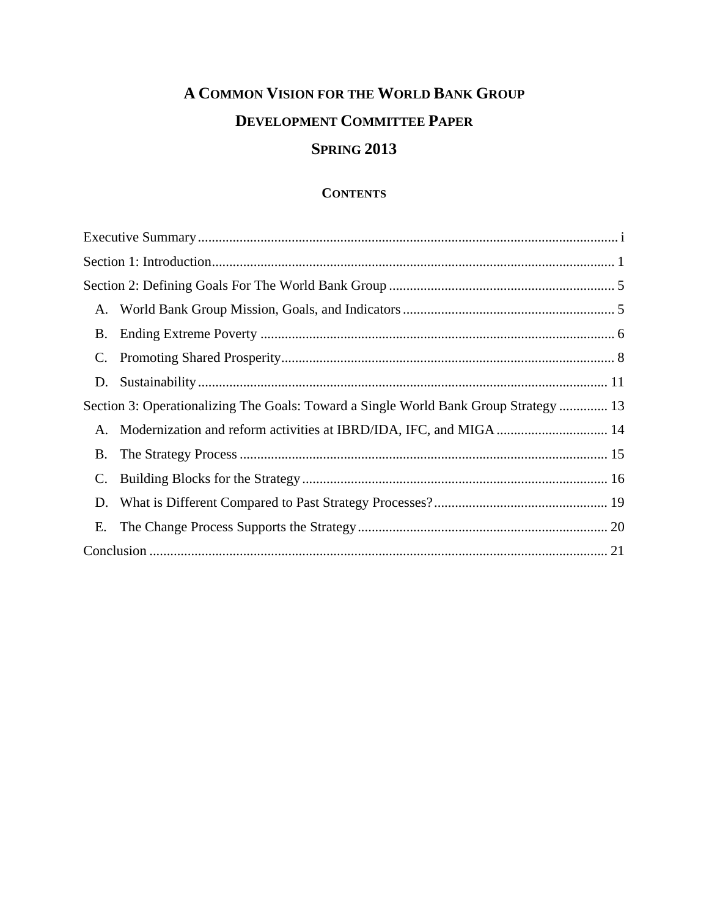# A Common Vision for the World Bank Group

## Development Committee Paper

## Spring 2013

### Contents

Executive Summary ........................................................................................................................ i

Section 1: Introduction.................................................................................................................... 1

Section 2: Defining Goals For The World Bank Group ................................................................. 5

- A. World Bank Group Mission, Goals, and Indicators ............................................................ 5
- B. Ending Extreme Poverty ..................................................................................................... 6
- C. Promoting Shared Prosperity................................................................................................ 8
- D. Sustainability ...................................................................................................................... 11

Section 3: Operationalizing The Goals: Toward a Single World Bank Group Strategy .............. 13

- A. Modernization and reform activities at IBRD/IDA, IFC, and MIGA ................................ 14
- B. The Strategy Process .......................................................................................................... 15
- C. Building Blocks for the Strategy ........................................................................................ 16
- D. What is Different Compared to Past Strategy Processes?.................................................. 19
- E. The Change Process Supports the Strategy ........................................................................ 20

Conclusion .................................................................................................................................... 21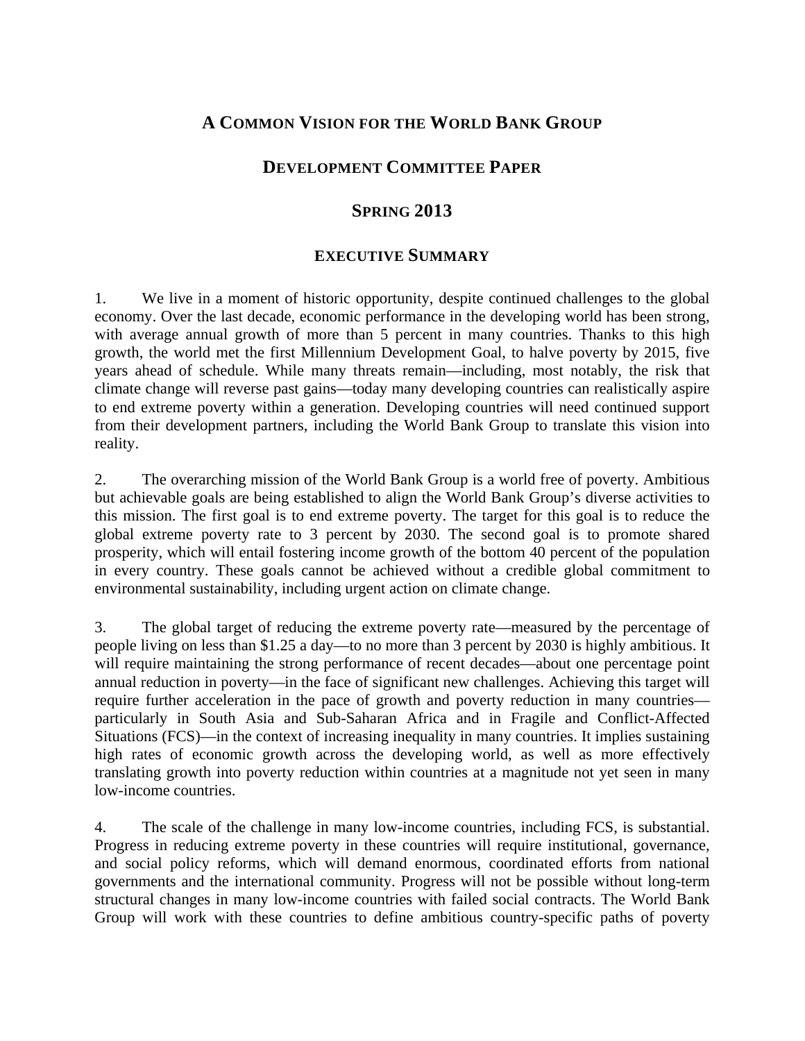# A Common Vision for the World Bank Group

## Development Committee Paper

## Spring 2013

### Executive Summary

1. We live in a moment of historic opportunity, despite continued challenges to the global economy. Over the last decade, economic performance in the developing world has been strong, with average annual growth of more than 5 percent in many countries. Thanks to this high growth, the world met the first Millennium Development Goal, to halve poverty by 2015, five years ahead of schedule. While many threats remain—including, most notably, the risk that climate change will reverse past gains—today many developing countries can realistically aspire to end extreme poverty within a generation. Developing countries will need continued support from their development partners, including the World Bank Group to translate this vision into reality.

2. The overarching mission of the World Bank Group is a world free of poverty. Ambitious but achievable goals are being established to align the World Bank Group's diverse activities to this mission. The first goal is to end extreme poverty. The target for this goal is to reduce the global extreme poverty rate to 3 percent by 2030. The second goal is to promote shared prosperity, which will entail fostering income growth of the bottom 40 percent of the population in every country. These goals cannot be achieved without a credible global commitment to environmental sustainability, including urgent action on climate change.

3. The global target of reducing the extreme poverty rate—measured by the percentage of people living on less than $1.25 a day—to no more than 3 percent by 2030 is highly ambitious. It will require maintaining the strong performance of recent decades—about one percentage point annual reduction in poverty—in the face of significant new challenges. Achieving this target will require further acceleration in the pace of growth and poverty reduction in many countries—particularly in South Asia and Sub-Saharan Africa and in Fragile and Conflict-Affected Situations (FCS)—in the context of increasing inequality in many countries. It implies sustaining high rates of economic growth across the developing world, as well as more effectively translating growth into poverty reduction within countries at a magnitude not yet seen in many low-income countries.

4. The scale of the challenge in many low-income countries, including FCS, is substantial. Progress in reducing extreme poverty in these countries will require institutional, governance, and social policy reforms, which will demand enormous, coordinated efforts from national governments and the international community. Progress will not be possible without long-term structural changes in many low-income countries with failed social contracts. The World Bank Group will work with these countries to define ambitious country-specific paths of poverty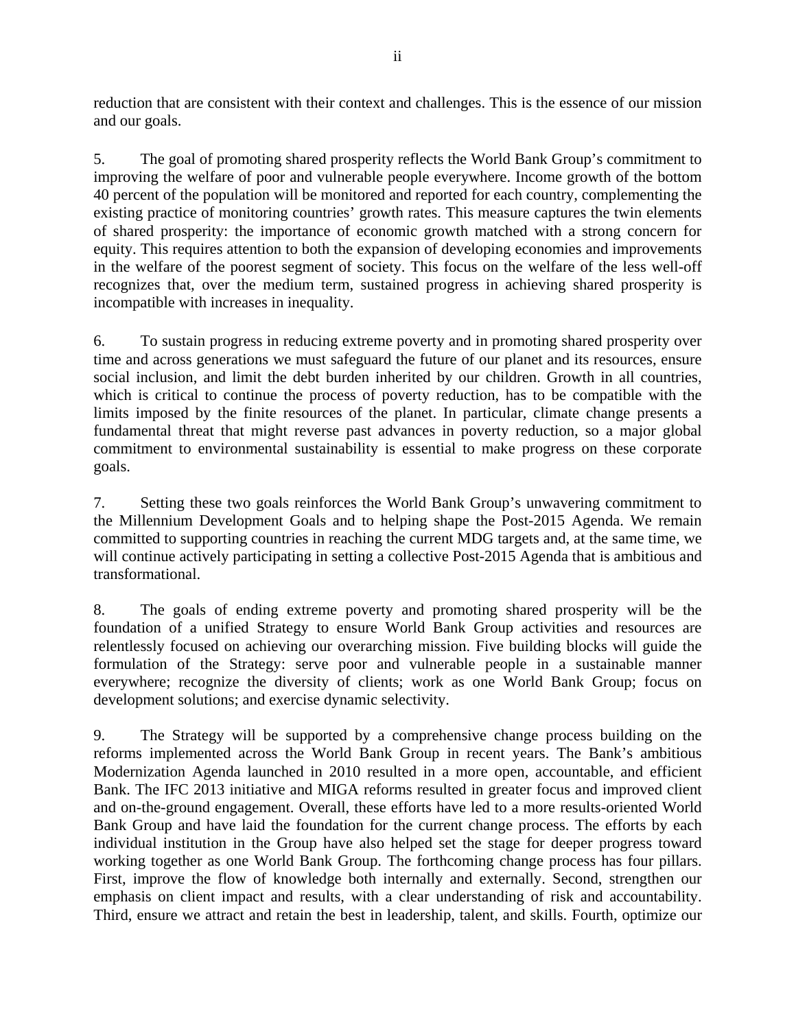reduction that are consistent with their context and challenges. This is the essence of our mission and our goals.

5. The goal of promoting shared prosperity reflects the World Bank Group's commitment to improving the welfare of poor and vulnerable people everywhere. Income growth of the bottom 40 percent of the population will be monitored and reported for each country, complementing the existing practice of monitoring countries' growth rates. This measure captures the twin elements of shared prosperity: the importance of economic growth matched with a strong concern for equity. This requires attention to both the expansion of developing economies and improvements in the welfare of the poorest segment of society. This focus on the welfare of the less well-off recognizes that, over the medium term, sustained progress in achieving shared prosperity is incompatible with increases in inequality.

6. To sustain progress in reducing extreme poverty and in promoting shared prosperity over time and across generations we must safeguard the future of our planet and its resources, ensure social inclusion, and limit the debt burden inherited by our children. Growth in all countries, which is critical to continue the process of poverty reduction, has to be compatible with the limits imposed by the finite resources of the planet. In particular, climate change presents a fundamental threat that might reverse past advances in poverty reduction, so a major global commitment to environmental sustainability is essential to make progress on these corporate goals.

7. Setting these two goals reinforces the World Bank Group's unwavering commitment to the Millennium Development Goals and to helping shape the Post-2015 Agenda. We remain committed to supporting countries in reaching the current MDG targets and, at the same time, we will continue actively participating in setting a collective Post-2015 Agenda that is ambitious and transformational.

8. The goals of ending extreme poverty and promoting shared prosperity will be the foundation of a unified Strategy to ensure World Bank Group activities and resources are relentlessly focused on achieving our overarching mission. Five building blocks will guide the formulation of the Strategy: serve poor and vulnerable people in a sustainable manner everywhere; recognize the diversity of clients; work as one World Bank Group; focus on development solutions; and exercise dynamic selectivity.

9. The Strategy will be supported by a comprehensive change process building on the reforms implemented across the World Bank Group in recent years. The Bank's ambitious Modernization Agenda launched in 2010 resulted in a more open, accountable, and efficient Bank. The IFC 2013 initiative and MIGA reforms resulted in greater focus and improved client and on-the-ground engagement. Overall, these efforts have led to a more results-oriented World Bank Group and have laid the foundation for the current change process. The efforts by each individual institution in the Group have also helped set the stage for deeper progress toward working together as one World Bank Group. The forthcoming change process has four pillars. First, improve the flow of knowledge both internally and externally. Second, strengthen our emphasis on client impact and results, with a clear understanding of risk and accountability. Third, ensure we attract and retain the best in leadership, talent, and skills. Fourth, optimize our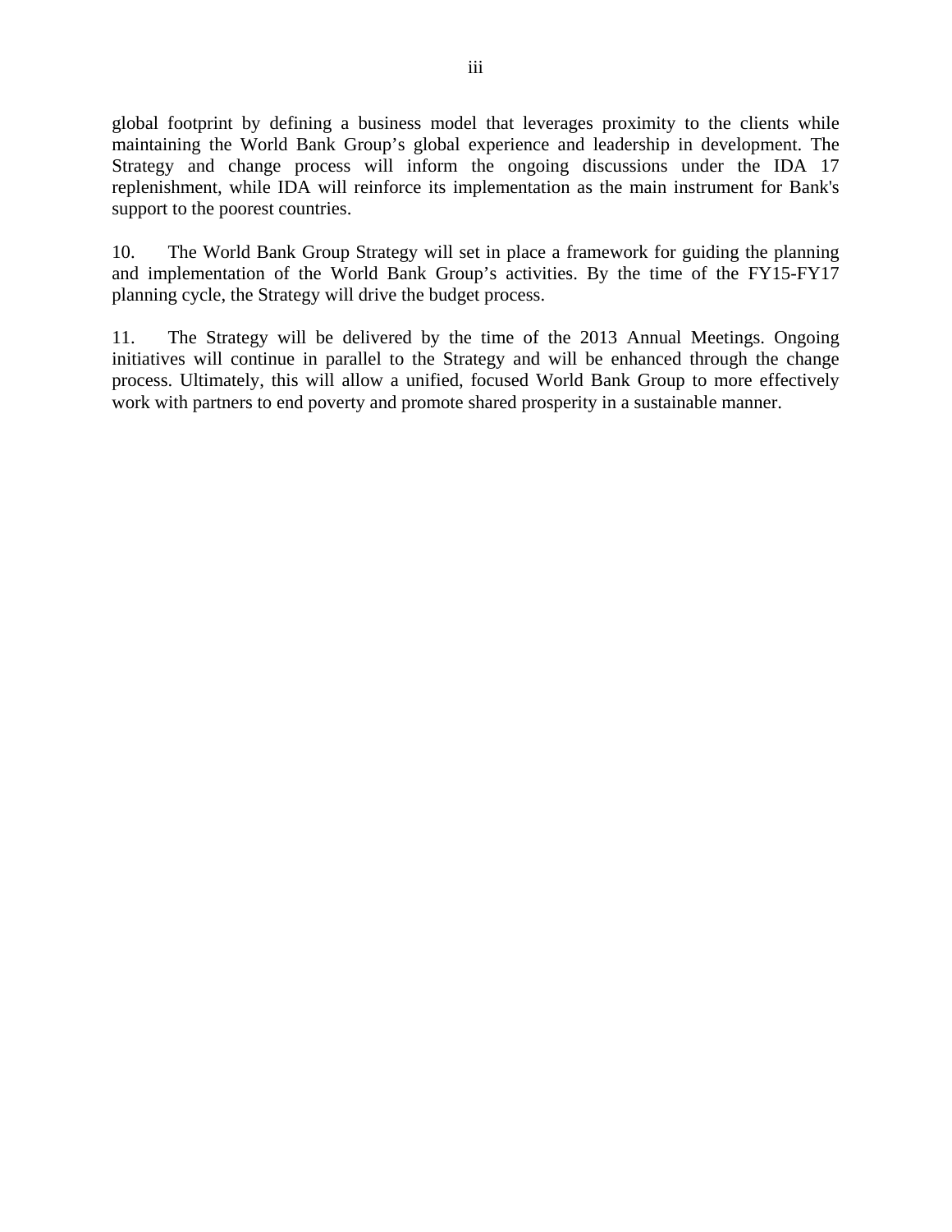global footprint by defining a business model that leverages proximity to the clients while maintaining the World Bank Group's global experience and leadership in development. The Strategy and change process will inform the ongoing discussions under the IDA 17 replenishment, while IDA will reinforce its implementation as the main instrument for Bank's support to the poorest countries.

10. The World Bank Group Strategy will set in place a framework for guiding the planning and implementation of the World Bank Group's activities. By the time of the FY15-FY17 planning cycle, the Strategy will drive the budget process.

11. The Strategy will be delivered by the time of the 2013 Annual Meetings. Ongoing initiatives will continue in parallel to the Strategy and will be enhanced through the change process. Ultimately, this will allow a unified, focused World Bank Group to more effectively work with partners to end poverty and promote shared prosperity in a sustainable manner.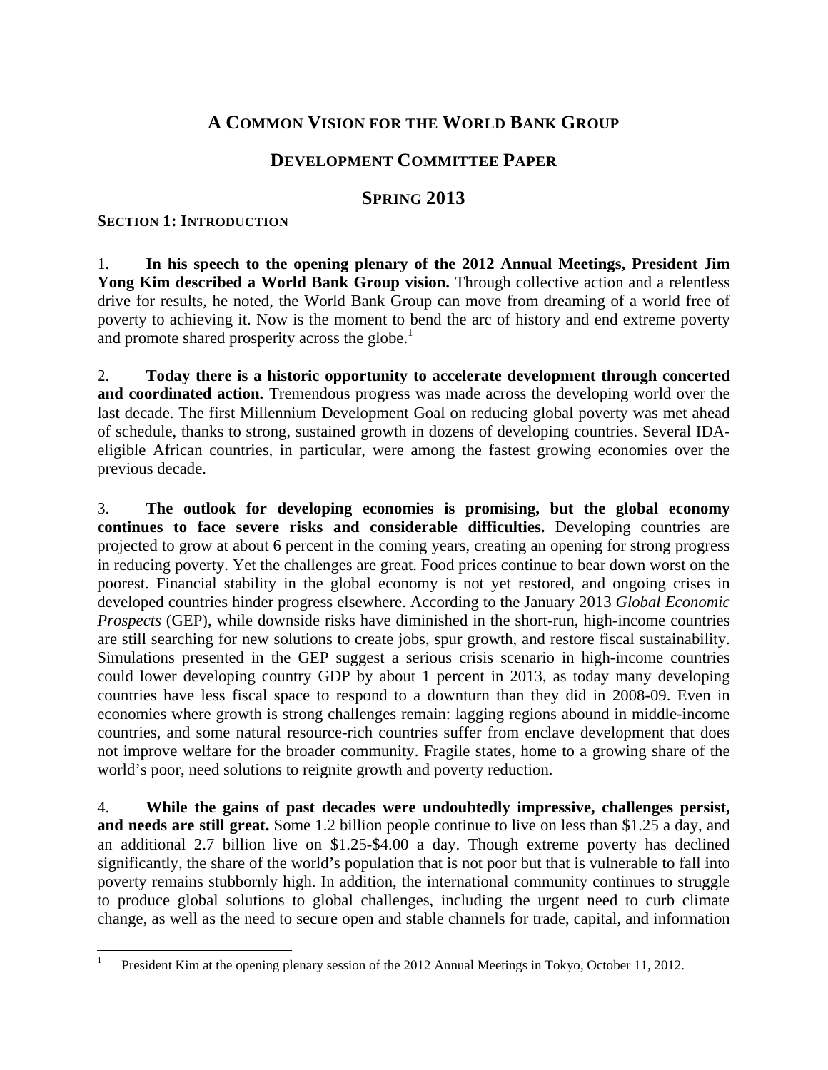# A COMMON VISION FOR THE WORLD BANK GROUP

## DEVELOPMENT COMMITTEE PAPER

## SPRING 2013

### SECTION 1: INTRODUCTION

1. **In his speech to the opening plenary of the 2012 Annual Meetings, President Jim Yong Kim described a World Bank Group vision.** Through collective action and a relentless drive for results, he noted, the World Bank Group can move from dreaming of a world free of poverty to achieving it. Now is the moment to bend the arc of history and end extreme poverty and promote shared prosperity across the globe.[1]

2. **Today there is a historic opportunity to accelerate development through concerted and coordinated action.** Tremendous progress was made across the developing world over the last decade. The first Millennium Development Goal on reducing global poverty was met ahead of schedule, thanks to strong, sustained growth in dozens of developing countries. Several IDA-eligible African countries, in particular, were among the fastest growing economies over the previous decade.

3. **The outlook for developing economies is promising, but the global economy continues to face severe risks and considerable difficulties.** Developing countries are projected to grow at about 6 percent in the coming years, creating an opening for strong progress in reducing poverty. Yet the challenges are great. Food prices continue to bear down worst on the poorest. Financial stability in the global economy is not yet restored, and ongoing crises in developed countries hinder progress elsewhere. According to the January 2013 *Global Economic Prospects* (GEP), while downside risks have diminished in the short-run, high-income countries are still searching for new solutions to create jobs, spur growth, and restore fiscal sustainability. Simulations presented in the GEP suggest a serious crisis scenario in high-income countries could lower developing country GDP by about 1 percent in 2013, as today many developing countries have less fiscal space to respond to a downturn than they did in 2008-09. Even in economies where growth is strong challenges remain: lagging regions abound in middle-income countries, and some natural resource-rich countries suffer from enclave development that does not improve welfare for the broader community. Fragile states, home to a growing share of the world's poor, need solutions to reignite growth and poverty reduction.

4. **While the gains of past decades were undoubtedly impressive, challenges persist, and needs are still great.** Some 1.2 billion people continue to live on less than $1.25 a day, and an additional 2.7 billion live on $1.25-$4.00 a day. Though extreme poverty has declined significantly, the share of the world's population that is not poor but that is vulnerable to fall into poverty remains stubbornly high. In addition, the international community continues to struggle to produce global solutions to global challenges, including the urgent need to curb climate change, as well as the need to secure open and stable channels for trade, capital, and information

[1] President Kim at the opening plenary session of the 2012 Annual Meetings in Tokyo, October 11, 2012.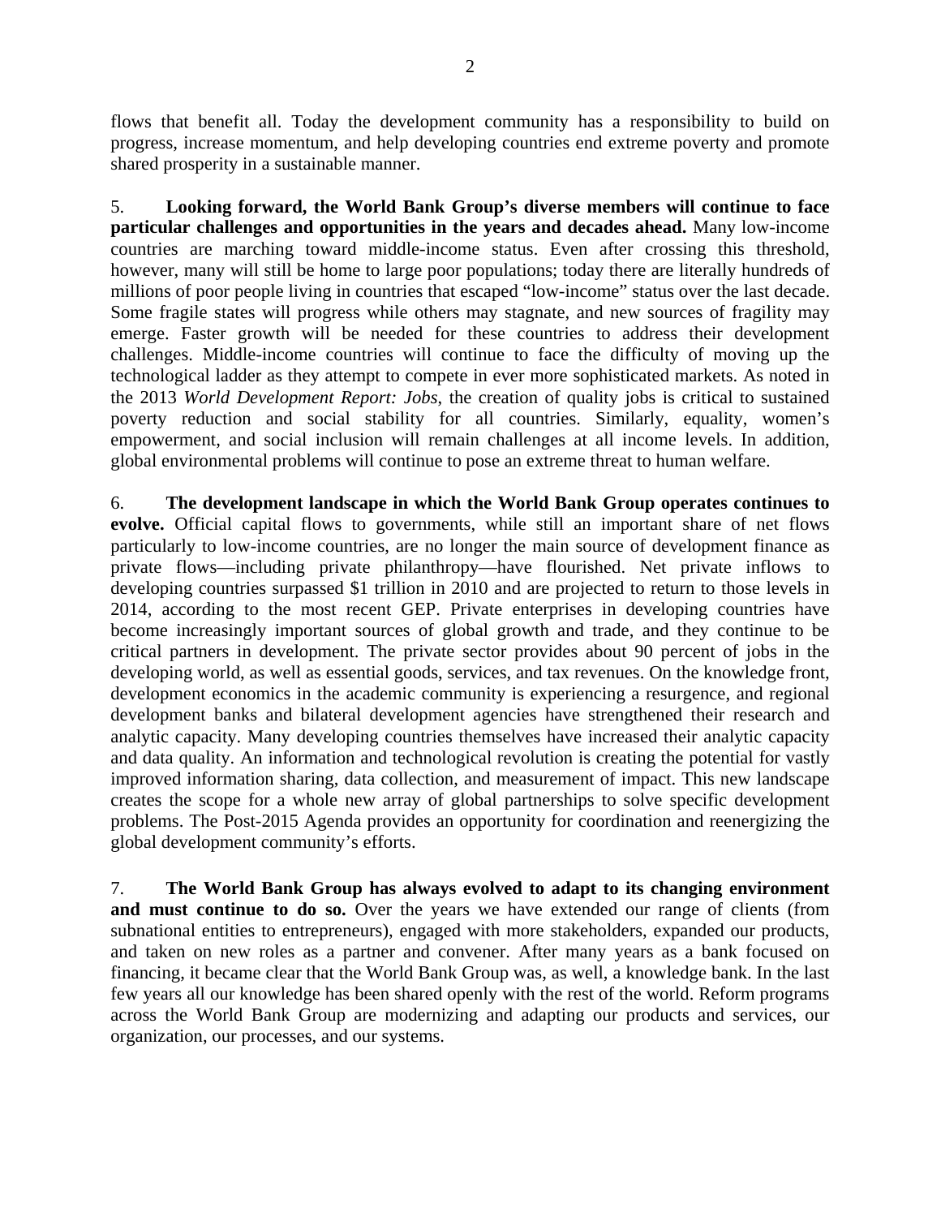flows that benefit all. Today the development community has a responsibility to build on progress, increase momentum, and help developing countries end extreme poverty and promote shared prosperity in a sustainable manner.

5. **Looking forward, the World Bank Group's diverse members will continue to face particular challenges and opportunities in the years and decades ahead.** Many low-income countries are marching toward middle-income status. Even after crossing this threshold, however, many will still be home to large poor populations; today there are literally hundreds of millions of poor people living in countries that escaped "low-income" status over the last decade. Some fragile states will progress while others may stagnate, and new sources of fragility may emerge. Faster growth will be needed for these countries to address their development challenges. Middle-income countries will continue to face the difficulty of moving up the technological ladder as they attempt to compete in ever more sophisticated markets. As noted in the 2013 *World Development Report: Jobs*, the creation of quality jobs is critical to sustained poverty reduction and social stability for all countries. Similarly, equality, women's empowerment, and social inclusion will remain challenges at all income levels. In addition, global environmental problems will continue to pose an extreme threat to human welfare.

6. **The development landscape in which the World Bank Group operates continues to evolve.** Official capital flows to governments, while still an important share of net flows particularly to low-income countries, are no longer the main source of development finance as private flows—including private philanthropy—have flourished. Net private inflows to developing countries surpassed $1 trillion in 2010 and are projected to return to those levels in 2014, according to the most recent GEP. Private enterprises in developing countries have become increasingly important sources of global growth and trade, and they continue to be critical partners in development. The private sector provides about 90 percent of jobs in the developing world, as well as essential goods, services, and tax revenues. On the knowledge front, development economics in the academic community is experiencing a resurgence, and regional development banks and bilateral development agencies have strengthened their research and analytic capacity. Many developing countries themselves have increased their analytic capacity and data quality. An information and technological revolution is creating the potential for vastly improved information sharing, data collection, and measurement of impact. This new landscape creates the scope for a whole new array of global partnerships to solve specific development problems. The Post-2015 Agenda provides an opportunity for coordination and reenergizing the global development community's efforts.

7. **The World Bank Group has always evolved to adapt to its changing environment and must continue to do so.** Over the years we have extended our range of clients (from subnational entities to entrepreneurs), engaged with more stakeholders, expanded our products, and taken on new roles as a partner and convener. After many years as a bank focused on financing, it became clear that the World Bank Group was, as well, a knowledge bank. In the last few years all our knowledge has been shared openly with the rest of the world. Reform programs across the World Bank Group are modernizing and adapting our products and services, our organization, our processes, and our systems.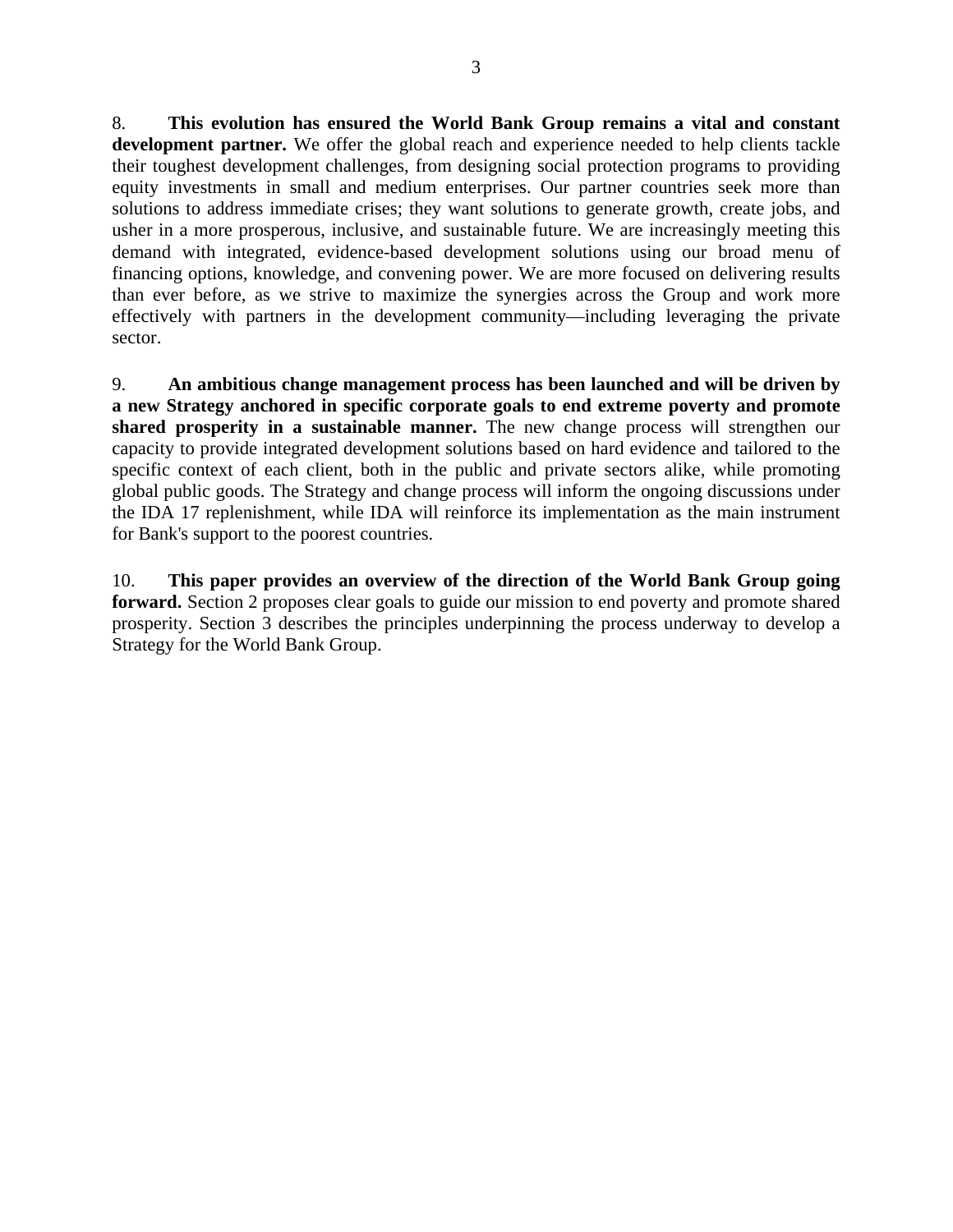8. **This evolution has ensured the World Bank Group remains a vital and constant development partner.** We offer the global reach and experience needed to help clients tackle their toughest development challenges, from designing social protection programs to providing equity investments in small and medium enterprises. Our partner countries seek more than solutions to address immediate crises; they want solutions to generate growth, create jobs, and usher in a more prosperous, inclusive, and sustainable future. We are increasingly meeting this demand with integrated, evidence-based development solutions using our broad menu of financing options, knowledge, and convening power. We are more focused on delivering results than ever before, as we strive to maximize the synergies across the Group and work more effectively with partners in the development community—including leveraging the private sector.

9. **An ambitious change management process has been launched and will be driven by a new Strategy anchored in specific corporate goals to end extreme poverty and promote shared prosperity in a sustainable manner.** The new change process will strengthen our capacity to provide integrated development solutions based on hard evidence and tailored to the specific context of each client, both in the public and private sectors alike, while promoting global public goods. The Strategy and change process will inform the ongoing discussions under the IDA 17 replenishment, while IDA will reinforce its implementation as the main instrument for Bank's support to the poorest countries.

10. **This paper provides an overview of the direction of the World Bank Group going forward.** Section 2 proposes clear goals to guide our mission to end poverty and promote shared prosperity. Section 3 describes the principles underpinning the process underway to develop a Strategy for the World Bank Group.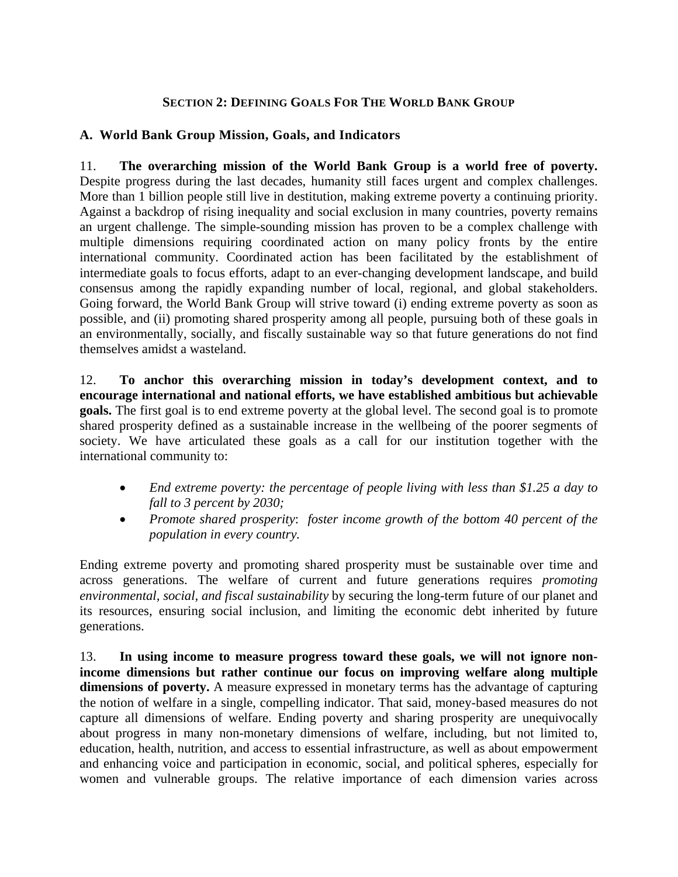## SECTION 2: DEFINING GOALS FOR THE WORLD BANK GROUP

### A. World Bank Group Mission, Goals, and Indicators

11. **The overarching mission of the World Bank Group is a world free of poverty.** Despite progress during the last decades, humanity still faces urgent and complex challenges. More than 1 billion people still live in destitution, making extreme poverty a continuing priority. Against a backdrop of rising inequality and social exclusion in many countries, poverty remains an urgent challenge. The simple-sounding mission has proven to be a complex challenge with multiple dimensions requiring coordinated action on many policy fronts by the entire international community. Coordinated action has been facilitated by the establishment of intermediate goals to focus efforts, adapt to an ever-changing development landscape, and build consensus among the rapidly expanding number of local, regional, and global stakeholders. Going forward, the World Bank Group will strive toward (i) ending extreme poverty as soon as possible, and (ii) promoting shared prosperity among all people, pursuing both of these goals in an environmentally, socially, and fiscally sustainable way so that future generations do not find themselves amidst a wasteland.

12. **To anchor this overarching mission in today's development context, and to encourage international and national efforts, we have established ambitious but achievable goals.** The first goal is to end extreme poverty at the global level. The second goal is to promote shared prosperity defined as a sustainable increase in the wellbeing of the poorer segments of society. We have articulated these goals as a call for our institution together with the international community to:

- *End extreme poverty: the percentage of people living with less than $1.25 a day to fall to 3 percent by 2030;*
- *Promote shared prosperity*: *foster income growth of the bottom 40 percent of the population in every country.*

Ending extreme poverty and promoting shared prosperity must be sustainable over time and across generations. The welfare of current and future generations requires *promoting environmental, social, and fiscal sustainability* by securing the long-term future of our planet and its resources, ensuring social inclusion, and limiting the economic debt inherited by future generations.

13. **In using income to measure progress toward these goals, we will not ignore non-income dimensions but rather continue our focus on improving welfare along multiple dimensions of poverty.** A measure expressed in monetary terms has the advantage of capturing the notion of welfare in a single, compelling indicator. That said, money-based measures do not capture all dimensions of welfare. Ending poverty and sharing prosperity are unequivocally about progress in many non-monetary dimensions of welfare, including, but not limited to, education, health, nutrition, and access to essential infrastructure, as well as about empowerment and enhancing voice and participation in economic, social, and political spheres, especially for women and vulnerable groups. The relative importance of each dimension varies across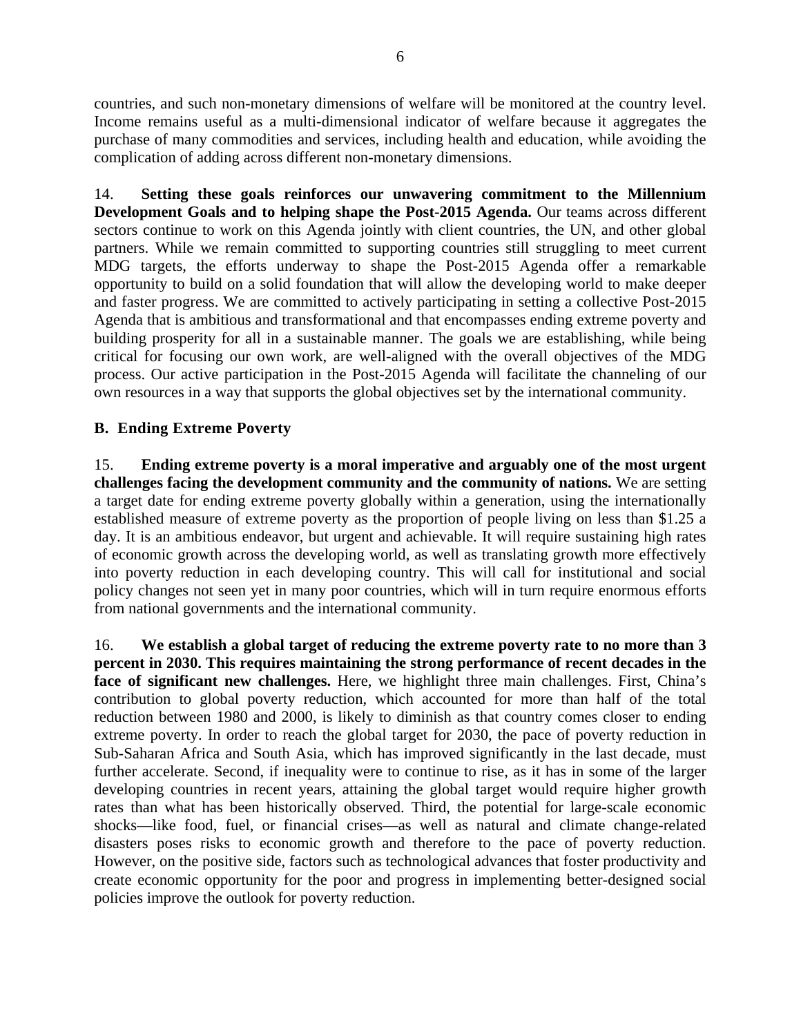countries, and such non-monetary dimensions of welfare will be monitored at the country level. Income remains useful as a multi-dimensional indicator of welfare because it aggregates the purchase of many commodities and services, including health and education, while avoiding the complication of adding across different non-monetary dimensions.

14. **Setting these goals reinforces our unwavering commitment to the Millennium Development Goals and to helping shape the Post-2015 Agenda.** Our teams across different sectors continue to work on this Agenda jointly with client countries, the UN, and other global partners. While we remain committed to supporting countries still struggling to meet current MDG targets, the efforts underway to shape the Post-2015 Agenda offer a remarkable opportunity to build on a solid foundation that will allow the developing world to make deeper and faster progress. We are committed to actively participating in setting a collective Post-2015 Agenda that is ambitious and transformational and that encompasses ending extreme poverty and building prosperity for all in a sustainable manner. The goals we are establishing, while being critical for focusing our own work, are well-aligned with the overall objectives of the MDG process. Our active participation in the Post-2015 Agenda will facilitate the channeling of our own resources in a way that supports the global objectives set by the international community.

### B. Ending Extreme Poverty

15. **Ending extreme poverty is a moral imperative and arguably one of the most urgent challenges facing the development community and the community of nations.** We are setting a target date for ending extreme poverty globally within a generation, using the internationally established measure of extreme poverty as the proportion of people living on less than \$1.25 a day. It is an ambitious endeavor, but urgent and achievable. It will require sustaining high rates of economic growth across the developing world, as well as translating growth more effectively into poverty reduction in each developing country. This will call for institutional and social policy changes not seen yet in many poor countries, which will in turn require enormous efforts from national governments and the international community.

16. **We establish a global target of reducing the extreme poverty rate to no more than 3 percent in 2030. This requires maintaining the strong performance of recent decades in the face of significant new challenges.** Here, we highlight three main challenges. First, China's contribution to global poverty reduction, which accounted for more than half of the total reduction between 1980 and 2000, is likely to diminish as that country comes closer to ending extreme poverty. In order to reach the global target for 2030, the pace of poverty reduction in Sub-Saharan Africa and South Asia, which has improved significantly in the last decade, must further accelerate. Second, if inequality were to continue to rise, as it has in some of the larger developing countries in recent years, attaining the global target would require higher growth rates than what has been historically observed. Third, the potential for large-scale economic shocks—like food, fuel, or financial crises—as well as natural and climate change-related disasters poses risks to economic growth and therefore to the pace of poverty reduction. However, on the positive side, factors such as technological advances that foster productivity and create economic opportunity for the poor and progress in implementing better-designed social policies improve the outlook for poverty reduction.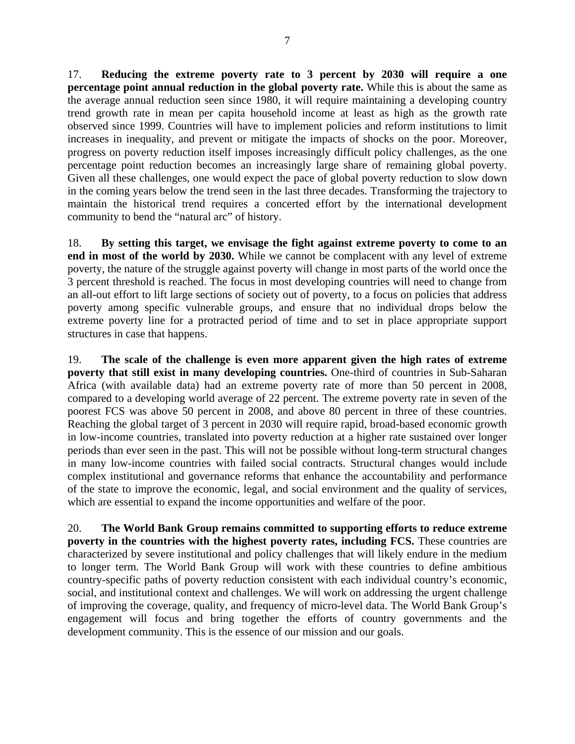17. **Reducing the extreme poverty rate to 3 percent by 2030 will require a one percentage point annual reduction in the global poverty rate.** While this is about the same as the average annual reduction seen since 1980, it will require maintaining a developing country trend growth rate in mean per capita household income at least as high as the growth rate observed since 1999. Countries will have to implement policies and reform institutions to limit increases in inequality, and prevent or mitigate the impacts of shocks on the poor. Moreover, progress on poverty reduction itself imposes increasingly difficult policy challenges, as the one percentage point reduction becomes an increasingly large share of remaining global poverty. Given all these challenges, one would expect the pace of global poverty reduction to slow down in the coming years below the trend seen in the last three decades. Transforming the trajectory to maintain the historical trend requires a concerted effort by the international development community to bend the "natural arc" of history.

18. **By setting this target, we envisage the fight against extreme poverty to come to an end in most of the world by 2030.** While we cannot be complacent with any level of extreme poverty, the nature of the struggle against poverty will change in most parts of the world once the 3 percent threshold is reached. The focus in most developing countries will need to change from an all-out effort to lift large sections of society out of poverty, to a focus on policies that address poverty among specific vulnerable groups, and ensure that no individual drops below the extreme poverty line for a protracted period of time and to set in place appropriate support structures in case that happens.

19. **The scale of the challenge is even more apparent given the high rates of extreme poverty that still exist in many developing countries.** One-third of countries in Sub-Saharan Africa (with available data) had an extreme poverty rate of more than 50 percent in 2008, compared to a developing world average of 22 percent. The extreme poverty rate in seven of the poorest FCS was above 50 percent in 2008, and above 80 percent in three of these countries. Reaching the global target of 3 percent in 2030 will require rapid, broad-based economic growth in low-income countries, translated into poverty reduction at a higher rate sustained over longer periods than ever seen in the past. This will not be possible without long-term structural changes in many low-income countries with failed social contracts. Structural changes would include complex institutional and governance reforms that enhance the accountability and performance of the state to improve the economic, legal, and social environment and the quality of services, which are essential to expand the income opportunities and welfare of the poor.

20. **The World Bank Group remains committed to supporting efforts to reduce extreme poverty in the countries with the highest poverty rates, including FCS.** These countries are characterized by severe institutional and policy challenges that will likely endure in the medium to longer term. The World Bank Group will work with these countries to define ambitious country-specific paths of poverty reduction consistent with each individual country's economic, social, and institutional context and challenges. We will work on addressing the urgent challenge of improving the coverage, quality, and frequency of micro-level data. The World Bank Group's engagement will focus and bring together the efforts of country governments and the development community. This is the essence of our mission and our goals.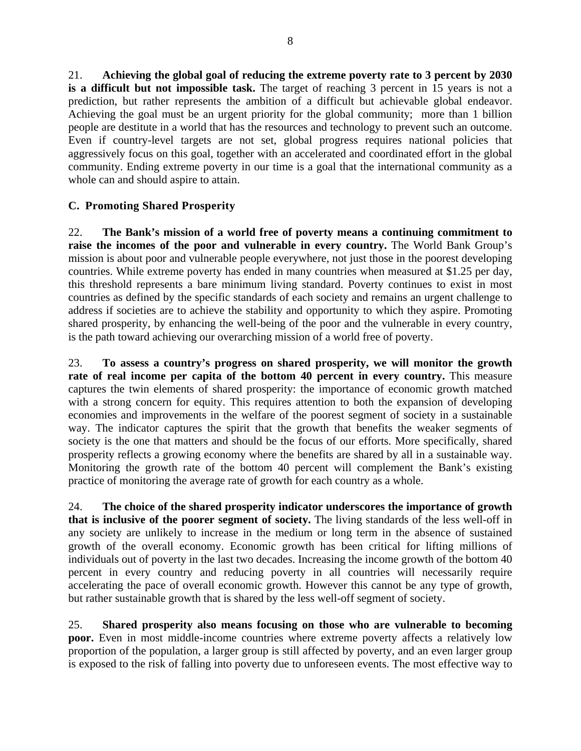21. **Achieving the global goal of reducing the extreme poverty rate to 3 percent by 2030 is a difficult but not impossible task.** The target of reaching 3 percent in 15 years is not a prediction, but rather represents the ambition of a difficult but achievable global endeavor. Achieving the goal must be an urgent priority for the global community; more than 1 billion people are destitute in a world that has the resources and technology to prevent such an outcome. Even if country-level targets are not set, global progress requires national policies that aggressively focus on this goal, together with an accelerated and coordinated effort in the global community. Ending extreme poverty in our time is a goal that the international community as a whole can and should aspire to attain.

### C. Promoting Shared Prosperity

22. **The Bank's mission of a world free of poverty means a continuing commitment to raise the incomes of the poor and vulnerable in every country.** The World Bank Group's mission is about poor and vulnerable people everywhere, not just those in the poorest developing countries. While extreme poverty has ended in many countries when measured at $1.25 per day, this threshold represents a bare minimum living standard. Poverty continues to exist in most countries as defined by the specific standards of each society and remains an urgent challenge to address if societies are to achieve the stability and opportunity to which they aspire. Promoting shared prosperity, by enhancing the well-being of the poor and the vulnerable in every country, is the path toward achieving our overarching mission of a world free of poverty.

23. **To assess a country's progress on shared prosperity, we will monitor the growth rate of real income per capita of the bottom 40 percent in every country.** This measure captures the twin elements of shared prosperity: the importance of economic growth matched with a strong concern for equity. This requires attention to both the expansion of developing economies and improvements in the welfare of the poorest segment of society in a sustainable way. The indicator captures the spirit that the growth that benefits the weaker segments of society is the one that matters and should be the focus of our efforts. More specifically, shared prosperity reflects a growing economy where the benefits are shared by all in a sustainable way. Monitoring the growth rate of the bottom 40 percent will complement the Bank's existing practice of monitoring the average rate of growth for each country as a whole.

24. **The choice of the shared prosperity indicator underscores the importance of growth that is inclusive of the poorer segment of society.** The living standards of the less well-off in any society are unlikely to increase in the medium or long term in the absence of sustained growth of the overall economy. Economic growth has been critical for lifting millions of individuals out of poverty in the last two decades. Increasing the income growth of the bottom 40 percent in every country and reducing poverty in all countries will necessarily require accelerating the pace of overall economic growth. However this cannot be any type of growth, but rather sustainable growth that is shared by the less well-off segment of society.

25. **Shared prosperity also means focusing on those who are vulnerable to becoming poor.** Even in most middle-income countries where extreme poverty affects a relatively low proportion of the population, a larger group is still affected by poverty, and an even larger group is exposed to the risk of falling into poverty due to unforeseen events. The most effective way to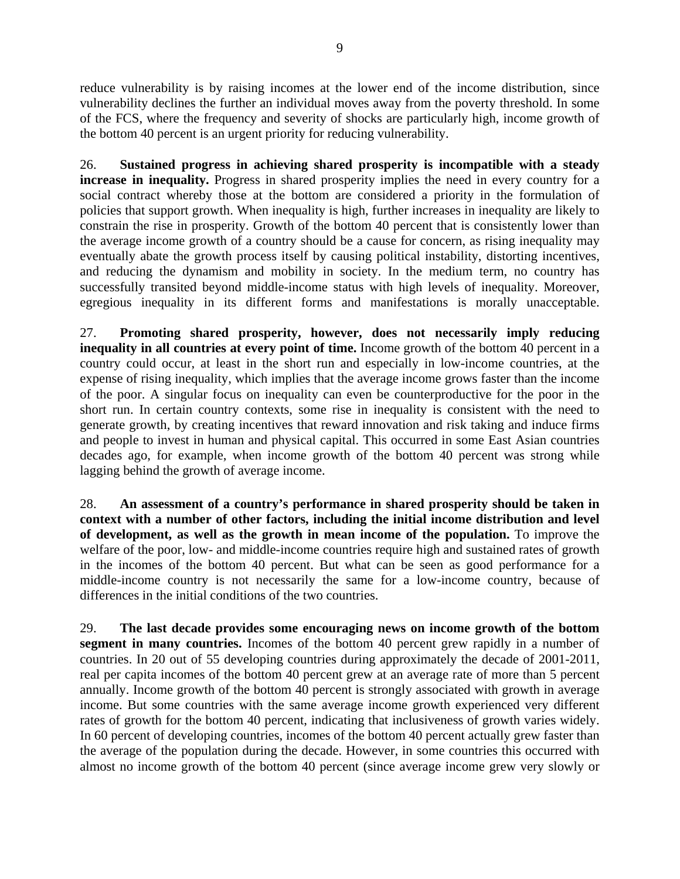reduce vulnerability is by raising incomes at the lower end of the income distribution, since vulnerability declines the further an individual moves away from the poverty threshold. In some of the FCS, where the frequency and severity of shocks are particularly high, income growth of the bottom 40 percent is an urgent priority for reducing vulnerability.

26. **Sustained progress in achieving shared prosperity is incompatible with a steady increase in inequality.** Progress in shared prosperity implies the need in every country for a social contract whereby those at the bottom are considered a priority in the formulation of policies that support growth. When inequality is high, further increases in inequality are likely to constrain the rise in prosperity. Growth of the bottom 40 percent that is consistently lower than the average income growth of a country should be a cause for concern, as rising inequality may eventually abate the growth process itself by causing political instability, distorting incentives, and reducing the dynamism and mobility in society. In the medium term, no country has successfully transited beyond middle-income status with high levels of inequality. Moreover, egregious inequality in its different forms and manifestations is morally unacceptable.

27. **Promoting shared prosperity, however, does not necessarily imply reducing inequality in all countries at every point of time.** Income growth of the bottom 40 percent in a country could occur, at least in the short run and especially in low-income countries, at the expense of rising inequality, which implies that the average income grows faster than the income of the poor. A singular focus on inequality can even be counterproductive for the poor in the short run. In certain country contexts, some rise in inequality is consistent with the need to generate growth, by creating incentives that reward innovation and risk taking and induce firms and people to invest in human and physical capital. This occurred in some East Asian countries decades ago, for example, when income growth of the bottom 40 percent was strong while lagging behind the growth of average income.

28. **An assessment of a country's performance in shared prosperity should be taken in context with a number of other factors, including the initial income distribution and level of development, as well as the growth in mean income of the population.** To improve the welfare of the poor, low- and middle-income countries require high and sustained rates of growth in the incomes of the bottom 40 percent. But what can be seen as good performance for a middle-income country is not necessarily the same for a low-income country, because of differences in the initial conditions of the two countries.

29. **The last decade provides some encouraging news on income growth of the bottom segment in many countries.** Incomes of the bottom 40 percent grew rapidly in a number of countries. In 20 out of 55 developing countries during approximately the decade of 2001-2011, real per capita incomes of the bottom 40 percent grew at an average rate of more than 5 percent annually. Income growth of the bottom 40 percent is strongly associated with growth in average income. But some countries with the same average income growth experienced very different rates of growth for the bottom 40 percent, indicating that inclusiveness of growth varies widely. In 60 percent of developing countries, incomes of the bottom 40 percent actually grew faster than the average of the population during the decade. However, in some countries this occurred with almost no income growth of the bottom 40 percent (since average income grew very slowly or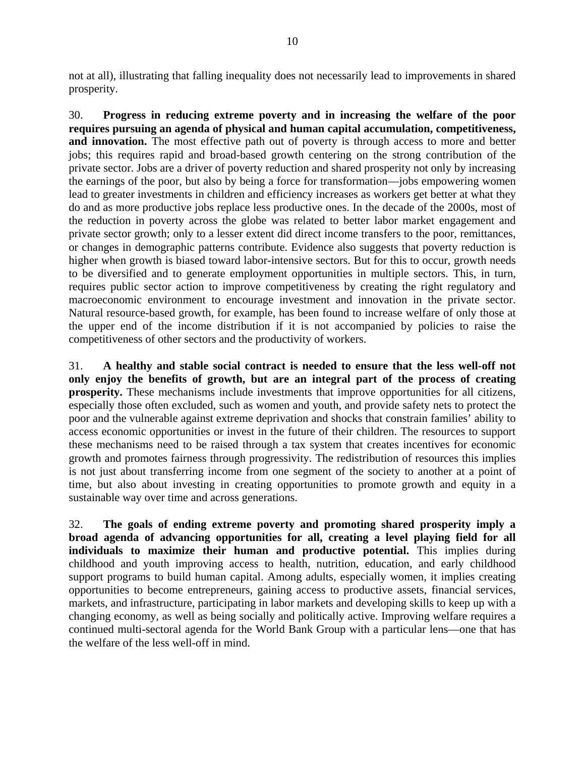not at all), illustrating that falling inequality does not necessarily lead to improvements in shared prosperity.

30. **Progress in reducing extreme poverty and in increasing the welfare of the poor requires pursuing an agenda of physical and human capital accumulation, competitiveness, and innovation.** The most effective path out of poverty is through access to more and better jobs; this requires rapid and broad-based growth centering on the strong contribution of the private sector. Jobs are a driver of poverty reduction and shared prosperity not only by increasing the earnings of the poor, but also by being a force for transformation—jobs empowering women lead to greater investments in children and efficiency increases as workers get better at what they do and as more productive jobs replace less productive ones. In the decade of the 2000s, most of the reduction in poverty across the globe was related to better labor market engagement and private sector growth; only to a lesser extent did direct income transfers to the poor, remittances, or changes in demographic patterns contribute. Evidence also suggests that poverty reduction is higher when growth is biased toward labor-intensive sectors. But for this to occur, growth needs to be diversified and to generate employment opportunities in multiple sectors. This, in turn, requires public sector action to improve competitiveness by creating the right regulatory and macroeconomic environment to encourage investment and innovation in the private sector. Natural resource-based growth, for example, has been found to increase welfare of only those at the upper end of the income distribution if it is not accompanied by policies to raise the competitiveness of other sectors and the productivity of workers.

31. **A healthy and stable social contract is needed to ensure that the less well-off not only enjoy the benefits of growth, but are an integral part of the process of creating prosperity.** These mechanisms include investments that improve opportunities for all citizens, especially those often excluded, such as women and youth, and provide safety nets to protect the poor and the vulnerable against extreme deprivation and shocks that constrain families' ability to access economic opportunities or invest in the future of their children. The resources to support these mechanisms need to be raised through a tax system that creates incentives for economic growth and promotes fairness through progressivity. The redistribution of resources this implies is not just about transferring income from one segment of the society to another at a point of time, but also about investing in creating opportunities to promote growth and equity in a sustainable way over time and across generations.

32. **The goals of ending extreme poverty and promoting shared prosperity imply a broad agenda of advancing opportunities for all, creating a level playing field for all individuals to maximize their human and productive potential.** This implies during childhood and youth improving access to health, nutrition, education, and early childhood support programs to build human capital. Among adults, especially women, it implies creating opportunities to become entrepreneurs, gaining access to productive assets, financial services, markets, and infrastructure, participating in labor markets and developing skills to keep up with a changing economy, as well as being socially and politically active. Improving welfare requires a continued multi-sectoral agenda for the World Bank Group with a particular lens—one that has the welfare of the less well-off in mind.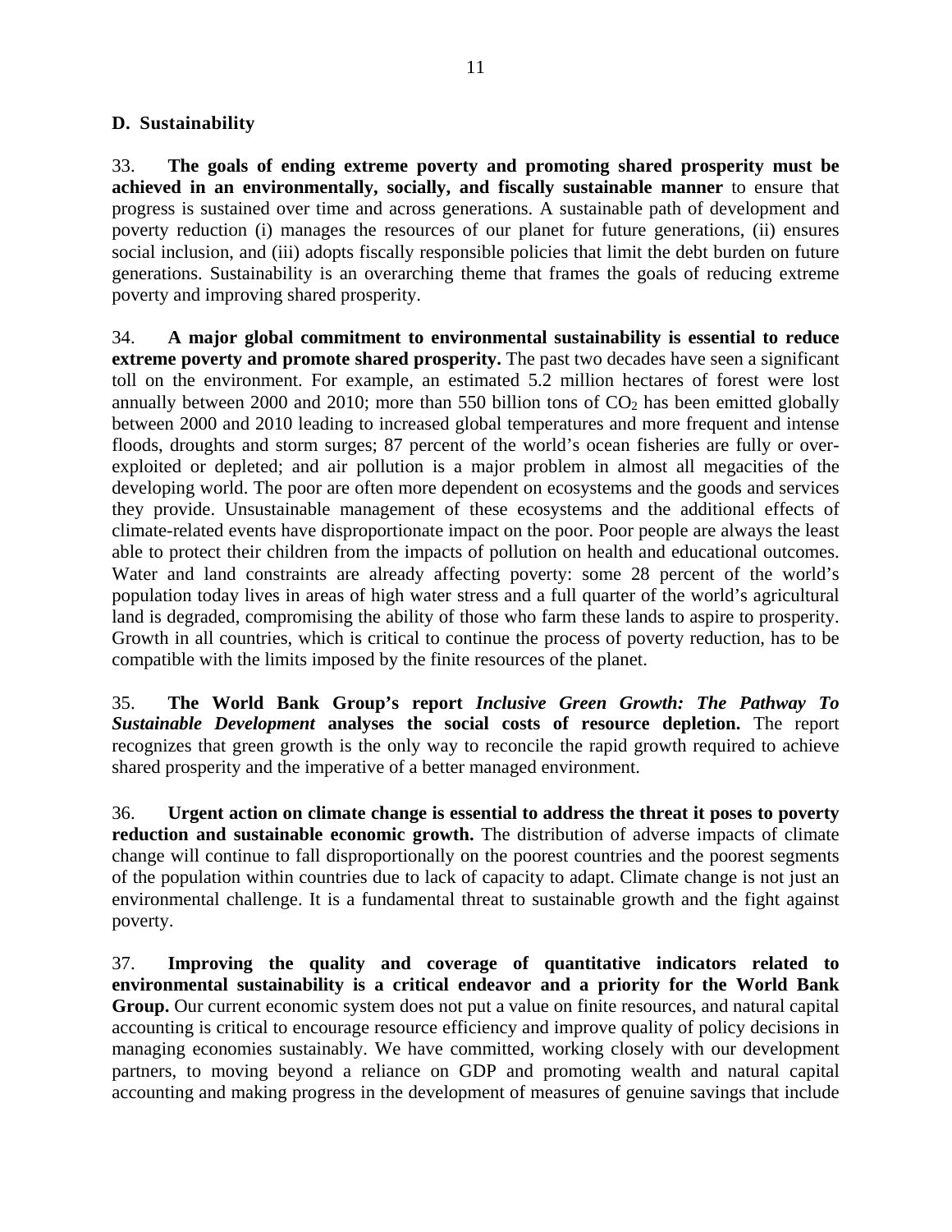### D. Sustainability

33. **The goals of ending extreme poverty and promoting shared prosperity must be achieved in an environmentally, socially, and fiscally sustainable manner** to ensure that progress is sustained over time and across generations. A sustainable path of development and poverty reduction (i) manages the resources of our planet for future generations, (ii) ensures social inclusion, and (iii) adopts fiscally responsible policies that limit the debt burden on future generations. Sustainability is an overarching theme that frames the goals of reducing extreme poverty and improving shared prosperity.

34. **A major global commitment to environmental sustainability is essential to reduce extreme poverty and promote shared prosperity.** The past two decades have seen a significant toll on the environment. For example, an estimated 5.2 million hectares of forest were lost annually between 2000 and 2010; more than 550 billion tons of $CO_2$ has been emitted globally between 2000 and 2010 leading to increased global temperatures and more frequent and intense floods, droughts and storm surges; 87 percent of the world's ocean fisheries are fully or over-exploited or depleted; and air pollution is a major problem in almost all megacities of the developing world. The poor are often more dependent on ecosystems and the goods and services they provide. Unsustainable management of these ecosystems and the additional effects of climate-related events have disproportionate impact on the poor. Poor people are always the least able to protect their children from the impacts of pollution on health and educational outcomes. Water and land constraints are already affecting poverty: some 28 percent of the world's population today lives in areas of high water stress and a full quarter of the world's agricultural land is degraded, compromising the ability of those who farm these lands to aspire to prosperity. Growth in all countries, which is critical to continue the process of poverty reduction, has to be compatible with the limits imposed by the finite resources of the planet.

35. **The World Bank Group's report *Inclusive Green Growth: The Pathway To Sustainable Development* analyses the social costs of resource depletion.** The report recognizes that green growth is the only way to reconcile the rapid growth required to achieve shared prosperity and the imperative of a better managed environment.

36. **Urgent action on climate change is essential to address the threat it poses to poverty reduction and sustainable economic growth.** The distribution of adverse impacts of climate change will continue to fall disproportionally on the poorest countries and the poorest segments of the population within countries due to lack of capacity to adapt. Climate change is not just an environmental challenge. It is a fundamental threat to sustainable growth and the fight against poverty.

37. **Improving the quality and coverage of quantitative indicators related to environmental sustainability is a critical endeavor and a priority for the World Bank Group.** Our current economic system does not put a value on finite resources, and natural capital accounting is critical to encourage resource efficiency and improve quality of policy decisions in managing economies sustainably. We have committed, working closely with our development partners, to moving beyond a reliance on GDP and promoting wealth and natural capital accounting and making progress in the development of measures of genuine savings that include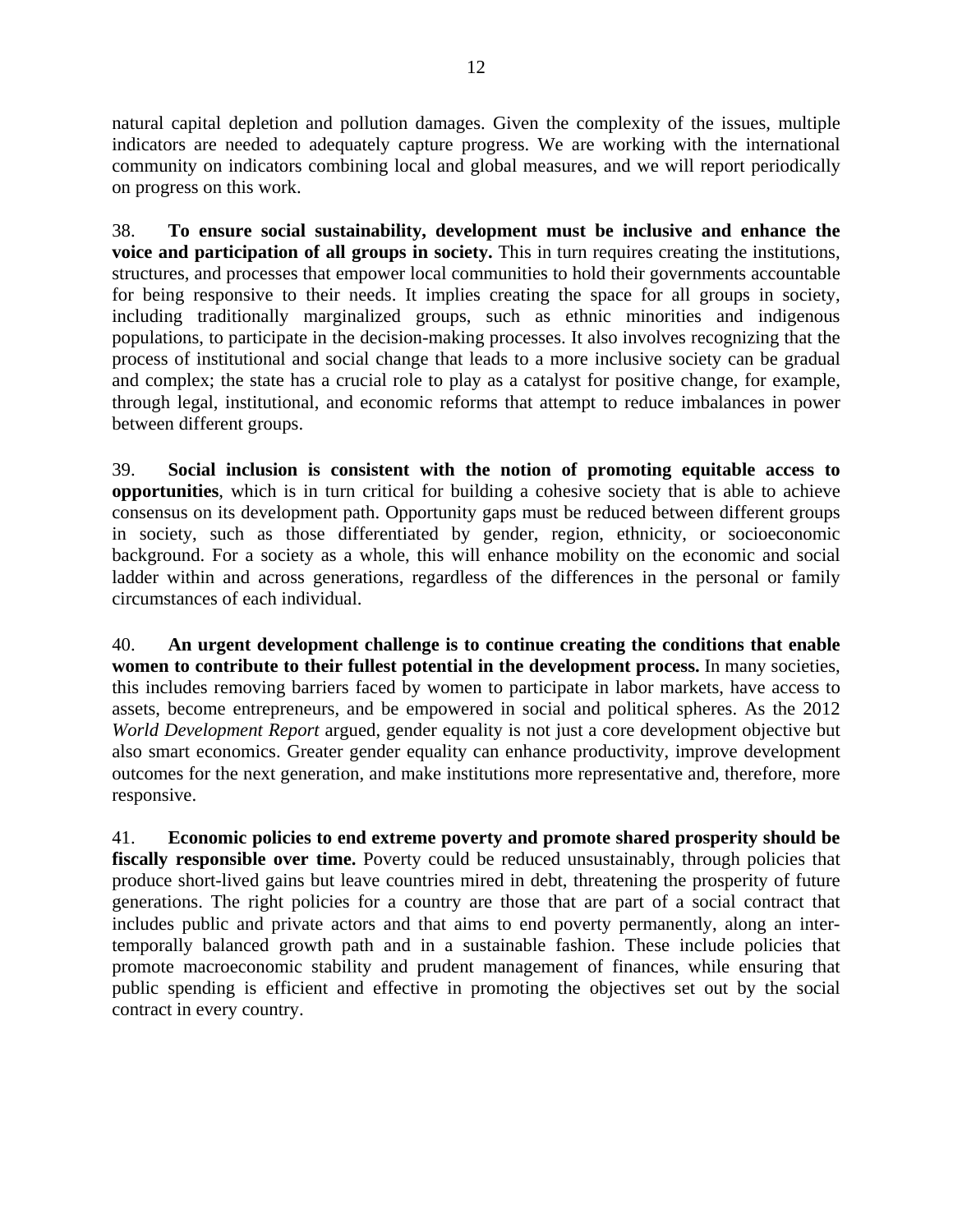natural capital depletion and pollution damages. Given the complexity of the issues, multiple indicators are needed to adequately capture progress. We are working with the international community on indicators combining local and global measures, and we will report periodically on progress on this work.

38. **To ensure social sustainability, development must be inclusive and enhance the voice and participation of all groups in society.** This in turn requires creating the institutions, structures, and processes that empower local communities to hold their governments accountable for being responsive to their needs. It implies creating the space for all groups in society, including traditionally marginalized groups, such as ethnic minorities and indigenous populations, to participate in the decision-making processes. It also involves recognizing that the process of institutional and social change that leads to a more inclusive society can be gradual and complex; the state has a crucial role to play as a catalyst for positive change, for example, through legal, institutional, and economic reforms that attempt to reduce imbalances in power between different groups.

39. **Social inclusion is consistent with the notion of promoting equitable access to opportunities**, which is in turn critical for building a cohesive society that is able to achieve consensus on its development path. Opportunity gaps must be reduced between different groups in society, such as those differentiated by gender, region, ethnicity, or socioeconomic background. For a society as a whole, this will enhance mobility on the economic and social ladder within and across generations, regardless of the differences in the personal or family circumstances of each individual.

40. **An urgent development challenge is to continue creating the conditions that enable women to contribute to their fullest potential in the development process.** In many societies, this includes removing barriers faced by women to participate in labor markets, have access to assets, become entrepreneurs, and be empowered in social and political spheres. As the 2012 *World Development Report* argued, gender equality is not just a core development objective but also smart economics. Greater gender equality can enhance productivity, improve development outcomes for the next generation, and make institutions more representative and, therefore, more responsive.

41. **Economic policies to end extreme poverty and promote shared prosperity should be fiscally responsible over time.** Poverty could be reduced unsustainably, through policies that produce short-lived gains but leave countries mired in debt, threatening the prosperity of future generations. The right policies for a country are those that are part of a social contract that includes public and private actors and that aims to end poverty permanently, along an inter-temporally balanced growth path and in a sustainable fashion. These include policies that promote macroeconomic stability and prudent management of finances, while ensuring that public spending is efficient and effective in promoting the objectives set out by the social contract in every country.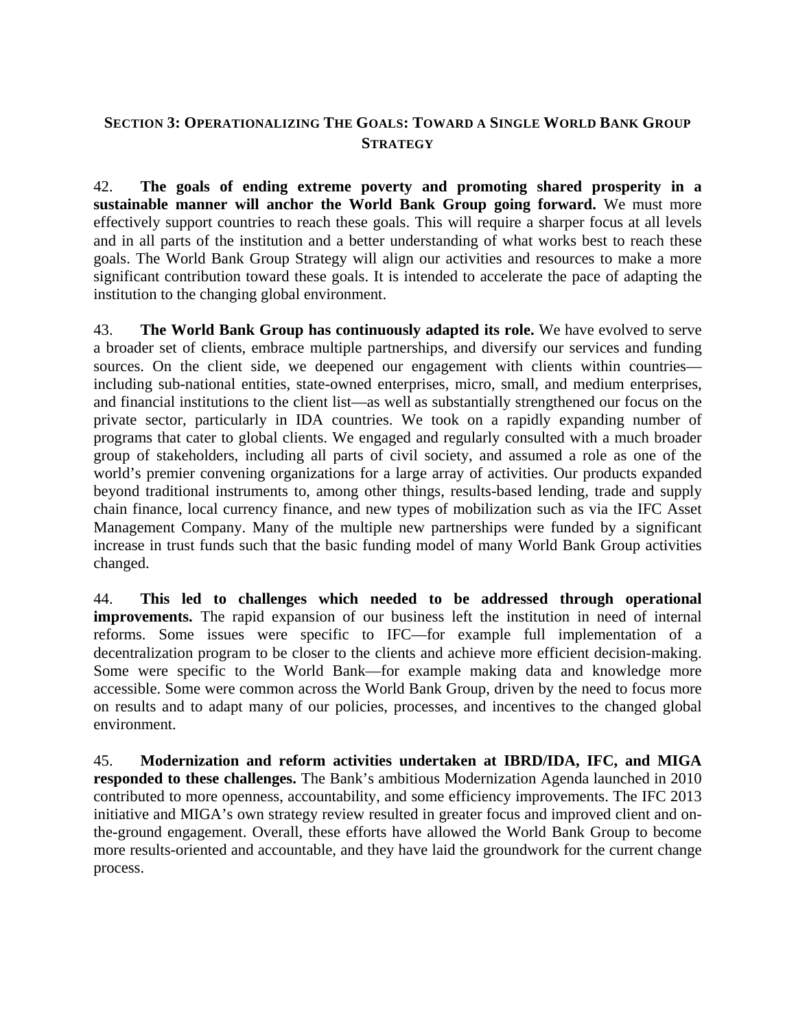## SECTION 3: OPERATIONALIZING THE GOALS: TOWARD A SINGLE WORLD BANK GROUP STRATEGY

42. **The goals of ending extreme poverty and promoting shared prosperity in a sustainable manner will anchor the World Bank Group going forward.** We must more effectively support countries to reach these goals. This will require a sharper focus at all levels and in all parts of the institution and a better understanding of what works best to reach these goals. The World Bank Group Strategy will align our activities and resources to make a more significant contribution toward these goals. It is intended to accelerate the pace of adapting the institution to the changing global environment.

43. **The World Bank Group has continuously adapted its role.** We have evolved to serve a broader set of clients, embrace multiple partnerships, and diversify our services and funding sources. On the client side, we deepened our engagement with clients within countries—including sub-national entities, state-owned enterprises, micro, small, and medium enterprises, and financial institutions to the client list—as well as substantially strengthened our focus on the private sector, particularly in IDA countries. We took on a rapidly expanding number of programs that cater to global clients. We engaged and regularly consulted with a much broader group of stakeholders, including all parts of civil society, and assumed a role as one of the world's premier convening organizations for a large array of activities. Our products expanded beyond traditional instruments to, among other things, results-based lending, trade and supply chain finance, local currency finance, and new types of mobilization such as via the IFC Asset Management Company. Many of the multiple new partnerships were funded by a significant increase in trust funds such that the basic funding model of many World Bank Group activities changed.

44. **This led to challenges which needed to be addressed through operational improvements.** The rapid expansion of our business left the institution in need of internal reforms. Some issues were specific to IFC—for example full implementation of a decentralization program to be closer to the clients and achieve more efficient decision-making. Some were specific to the World Bank—for example making data and knowledge more accessible. Some were common across the World Bank Group, driven by the need to focus more on results and to adapt many of our policies, processes, and incentives to the changed global environment.

45. **Modernization and reform activities undertaken at IBRD/IDA, IFC, and MIGA responded to these challenges.** The Bank's ambitious Modernization Agenda launched in 2010 contributed to more openness, accountability, and some efficiency improvements. The IFC 2013 initiative and MIGA's own strategy review resulted in greater focus and improved client and on-the-ground engagement. Overall, these efforts have allowed the World Bank Group to become more results-oriented and accountable, and they have laid the groundwork for the current change process.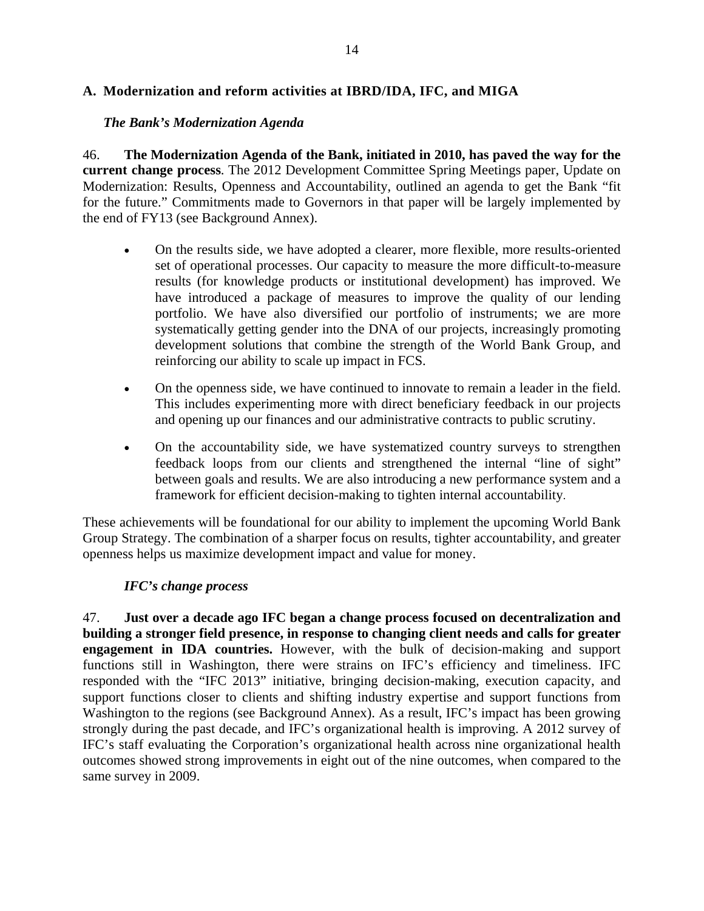## A. Modernization and reform activities at IBRD/IDA, IFC, and MIGA

### *The Bank's Modernization Agenda*

46. **The Modernization Agenda of the Bank, initiated in 2010, has paved the way for the current change process**. The 2012 Development Committee Spring Meetings paper, Update on Modernization: Results, Openness and Accountability, outlined an agenda to get the Bank "fit for the future." Commitments made to Governors in that paper will be largely implemented by the end of FY13 (see Background Annex).

- On the results side, we have adopted a clearer, more flexible, more results-oriented set of operational processes. Our capacity to measure the more difficult-to-measure results (for knowledge products or institutional development) has improved. We have introduced a package of measures to improve the quality of our lending portfolio. We have also diversified our portfolio of instruments; we are more systematically getting gender into the DNA of our projects, increasingly promoting development solutions that combine the strength of the World Bank Group, and reinforcing our ability to scale up impact in FCS.
- On the openness side, we have continued to innovate to remain a leader in the field. This includes experimenting more with direct beneficiary feedback in our projects and opening up our finances and our administrative contracts to public scrutiny.
- On the accountability side, we have systematized country surveys to strengthen feedback loops from our clients and strengthened the internal "line of sight" between goals and results. We are also introducing a new performance system and a framework for efficient decision-making to tighten internal accountability.

These achievements will be foundational for our ability to implement the upcoming World Bank Group Strategy. The combination of a sharper focus on results, tighter accountability, and greater openness helps us maximize development impact and value for money.

### *IFC's change process*

47. **Just over a decade ago IFC began a change process focused on decentralization and building a stronger field presence, in response to changing client needs and calls for greater engagement in IDA countries.** However, with the bulk of decision-making and support functions still in Washington, there were strains on IFC's efficiency and timeliness. IFC responded with the "IFC 2013" initiative, bringing decision-making, execution capacity, and support functions closer to clients and shifting industry expertise and support functions from Washington to the regions (see Background Annex). As a result, IFC's impact has been growing strongly during the past decade, and IFC's organizational health is improving. A 2012 survey of IFC's staff evaluating the Corporation's organizational health across nine organizational health outcomes showed strong improvements in eight out of the nine outcomes, when compared to the same survey in 2009.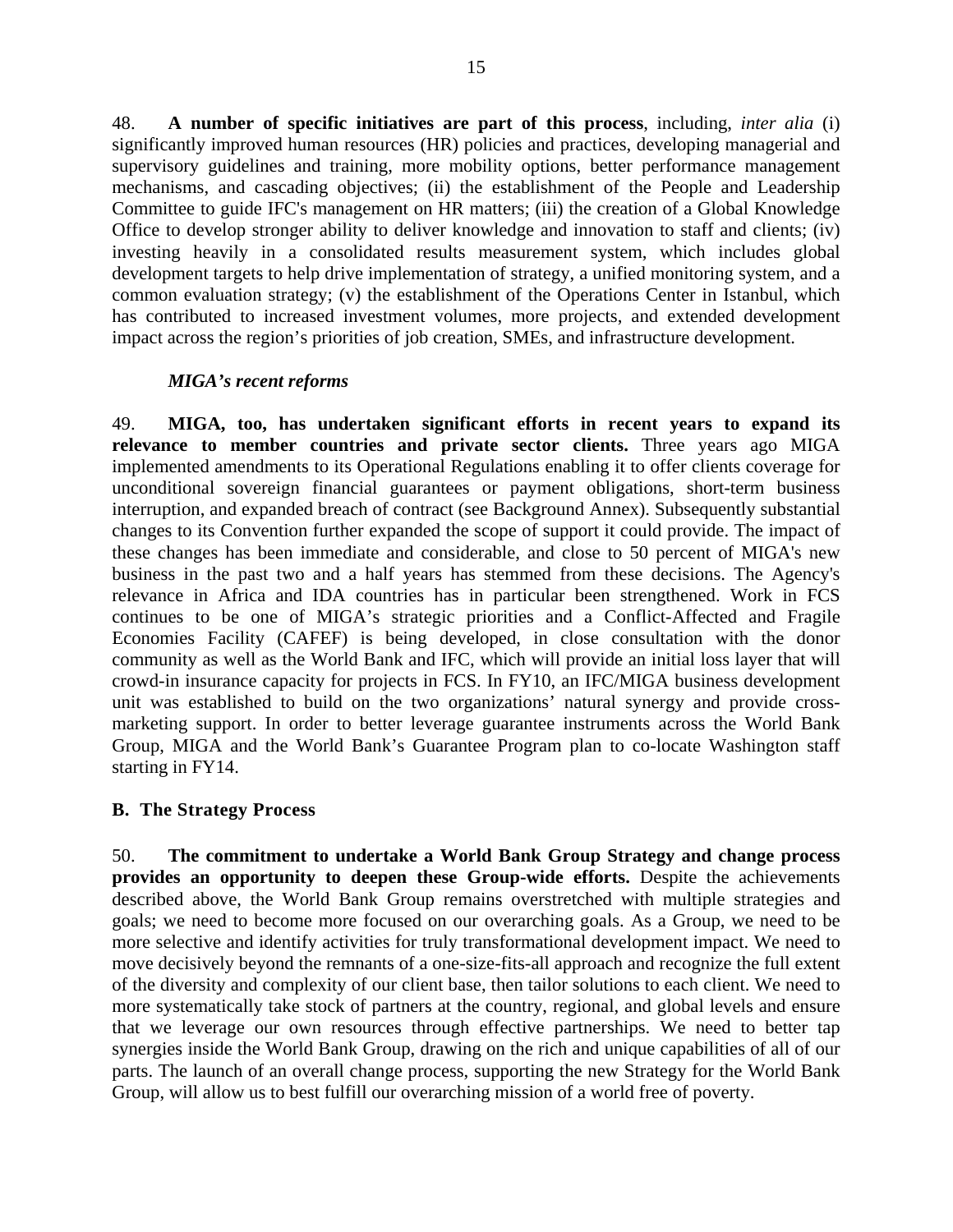48. **A number of specific initiatives are part of this process**, including, *inter alia* (i) significantly improved human resources (HR) policies and practices, developing managerial and supervisory guidelines and training, more mobility options, better performance management mechanisms, and cascading objectives; (ii) the establishment of the People and Leadership Committee to guide IFC's management on HR matters; (iii) the creation of a Global Knowledge Office to develop stronger ability to deliver knowledge and innovation to staff and clients; (iv) investing heavily in a consolidated results measurement system, which includes global development targets to help drive implementation of strategy, a unified monitoring system, and a common evaluation strategy; (v) the establishment of the Operations Center in Istanbul, which has contributed to increased investment volumes, more projects, and extended development impact across the region's priorities of job creation, SMEs, and infrastructure development.

***MIGA's recent reforms***

49. **MIGA, too, has undertaken significant efforts in recent years to expand its relevance to member countries and private sector clients.** Three years ago MIGA implemented amendments to its Operational Regulations enabling it to offer clients coverage for unconditional sovereign financial guarantees or payment obligations, short-term business interruption, and expanded breach of contract (see Background Annex). Subsequently substantial changes to its Convention further expanded the scope of support it could provide. The impact of these changes has been immediate and considerable, and close to 50 percent of MIGA's new business in the past two and a half years has stemmed from these decisions. The Agency's relevance in Africa and IDA countries has in particular been strengthened. Work in FCS continues to be one of MIGA's strategic priorities and a Conflict-Affected and Fragile Economies Facility (CAFEF) is being developed, in close consultation with the donor community as well as the World Bank and IFC, which will provide an initial loss layer that will crowd-in insurance capacity for projects in FCS. In FY10, an IFC/MIGA business development unit was established to build on the two organizations' natural synergy and provide cross-marketing support. In order to better leverage guarantee instruments across the World Bank Group, MIGA and the World Bank's Guarantee Program plan to co-locate Washington staff starting in FY14.

## B. The Strategy Process

50. **The commitment to undertake a World Bank Group Strategy and change process provides an opportunity to deepen these Group-wide efforts.** Despite the achievements described above, the World Bank Group remains overstretched with multiple strategies and goals; we need to become more focused on our overarching goals. As a Group, we need to be more selective and identify activities for truly transformational development impact. We need to move decisively beyond the remnants of a one-size-fits-all approach and recognize the full extent of the diversity and complexity of our client base, then tailor solutions to each client. We need to more systematically take stock of partners at the country, regional, and global levels and ensure that we leverage our own resources through effective partnerships. We need to better tap synergies inside the World Bank Group, drawing on the rich and unique capabilities of all of our parts. The launch of an overall change process, supporting the new Strategy for the World Bank Group, will allow us to best fulfill our overarching mission of a world free of poverty.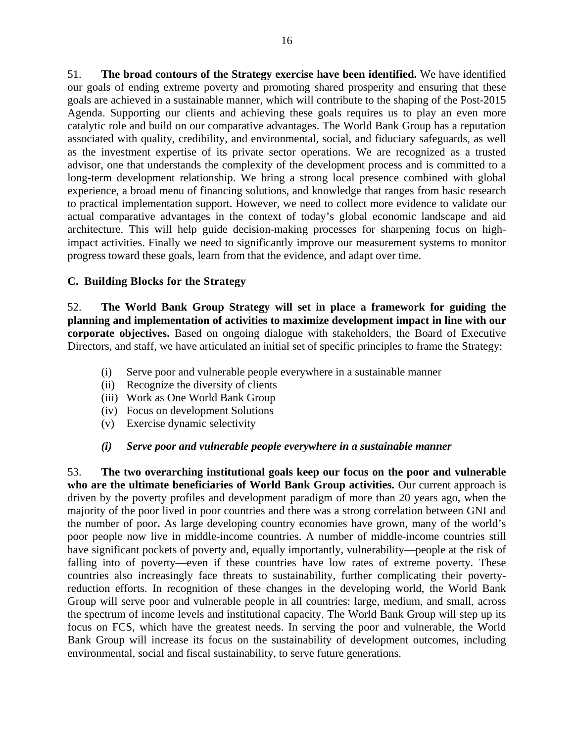51. **The broad contours of the Strategy exercise have been identified.** We have identified our goals of ending extreme poverty and promoting shared prosperity and ensuring that these goals are achieved in a sustainable manner, which will contribute to the shaping of the Post-2015 Agenda. Supporting our clients and achieving these goals requires us to play an even more catalytic role and build on our comparative advantages. The World Bank Group has a reputation associated with quality, credibility, and environmental, social, and fiduciary safeguards, as well as the investment expertise of its private sector operations. We are recognized as a trusted advisor, one that understands the complexity of the development process and is committed to a long-term development relationship. We bring a strong local presence combined with global experience, a broad menu of financing solutions, and knowledge that ranges from basic research to practical implementation support. However, we need to collect more evidence to validate our actual comparative advantages in the context of today's global economic landscape and aid architecture. This will help guide decision-making processes for sharpening focus on high-impact activities. Finally we need to significantly improve our measurement systems to monitor progress toward these goals, learn from that the evidence, and adapt over time.

### C. Building Blocks for the Strategy

52. **The World Bank Group Strategy will set in place a framework for guiding the planning and implementation of activities to maximize development impact in line with our corporate objectives.** Based on ongoing dialogue with stakeholders, the Board of Executive Directors, and staff, we have articulated an initial set of specific principles to frame the Strategy:

- (i) Serve poor and vulnerable people everywhere in a sustainable manner
- (ii) Recognize the diversity of clients
- (iii) Work as One World Bank Group
- (iv) Focus on development Solutions
- (v) Exercise dynamic selectivity

#### *(i) Serve poor and vulnerable people everywhere in a sustainable manner*

53. **The two overarching institutional goals keep our focus on the poor and vulnerable who are the ultimate beneficiaries of World Bank Group activities.** Our current approach is driven by the poverty profiles and development paradigm of more than 20 years ago, when the majority of the poor lived in poor countries and there was a strong correlation between GNI and the number of poor**.** As large developing country economies have grown, many of the world's poor people now live in middle-income countries. A number of middle-income countries still have significant pockets of poverty and, equally importantly, vulnerability—people at the risk of falling into of poverty—even if these countries have low rates of extreme poverty. These countries also increasingly face threats to sustainability, further complicating their poverty-reduction efforts. In recognition of these changes in the developing world, the World Bank Group will serve poor and vulnerable people in all countries: large, medium, and small, across the spectrum of income levels and institutional capacity. The World Bank Group will step up its focus on FCS, which have the greatest needs. In serving the poor and vulnerable, the World Bank Group will increase its focus on the sustainability of development outcomes, including environmental, social and fiscal sustainability, to serve future generations.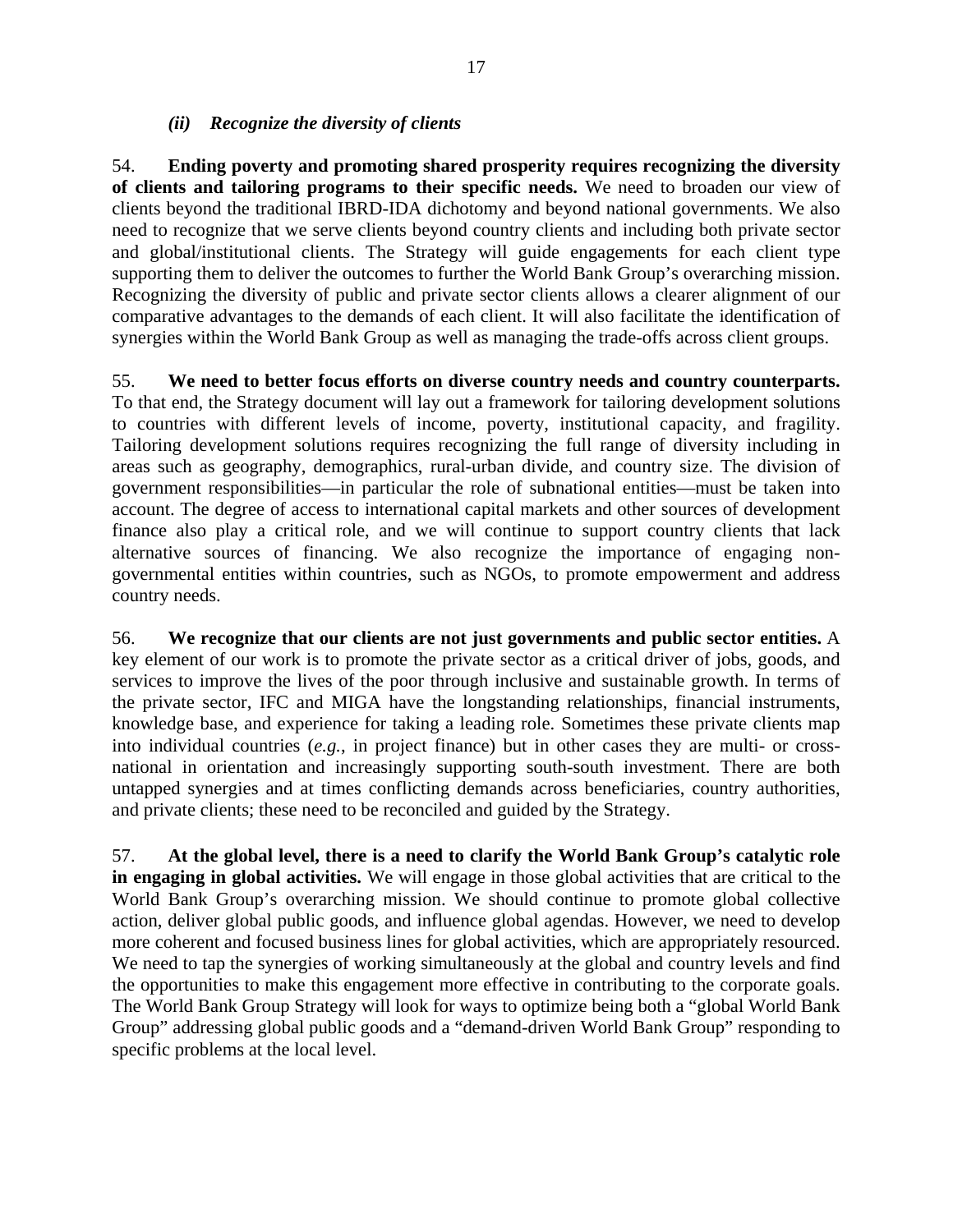### *(ii) Recognize the diversity of clients*

54. **Ending poverty and promoting shared prosperity requires recognizing the diversity of clients and tailoring programs to their specific needs.** We need to broaden our view of clients beyond the traditional IBRD-IDA dichotomy and beyond national governments. We also need to recognize that we serve clients beyond country clients and including both private sector and global/institutional clients. The Strategy will guide engagements for each client type supporting them to deliver the outcomes to further the World Bank Group's overarching mission. Recognizing the diversity of public and private sector clients allows a clearer alignment of our comparative advantages to the demands of each client. It will also facilitate the identification of synergies within the World Bank Group as well as managing the trade-offs across client groups.

55. **We need to better focus efforts on diverse country needs and country counterparts.** To that end, the Strategy document will lay out a framework for tailoring development solutions to countries with different levels of income, poverty, institutional capacity, and fragility. Tailoring development solutions requires recognizing the full range of diversity including in areas such as geography, demographics, rural-urban divide, and country size. The division of government responsibilities—in particular the role of subnational entities—must be taken into account. The degree of access to international capital markets and other sources of development finance also play a critical role, and we will continue to support country clients that lack alternative sources of financing. We also recognize the importance of engaging non-governmental entities within countries, such as NGOs, to promote empowerment and address country needs.

56. **We recognize that our clients are not just governments and public sector entities.** A key element of our work is to promote the private sector as a critical driver of jobs, goods, and services to improve the lives of the poor through inclusive and sustainable growth. In terms of the private sector, IFC and MIGA have the longstanding relationships, financial instruments, knowledge base, and experience for taking a leading role. Sometimes these private clients map into individual countries (*e.g.*, in project finance) but in other cases they are multi- or cross-national in orientation and increasingly supporting south-south investment. There are both untapped synergies and at times conflicting demands across beneficiaries, country authorities, and private clients; these need to be reconciled and guided by the Strategy.

57. **At the global level, there is a need to clarify the World Bank Group's catalytic role in engaging in global activities.** We will engage in those global activities that are critical to the World Bank Group's overarching mission. We should continue to promote global collective action, deliver global public goods, and influence global agendas. However, we need to develop more coherent and focused business lines for global activities, which are appropriately resourced. We need to tap the synergies of working simultaneously at the global and country levels and find the opportunities to make this engagement more effective in contributing to the corporate goals. The World Bank Group Strategy will look for ways to optimize being both a "global World Bank Group" addressing global public goods and a "demand-driven World Bank Group" responding to specific problems at the local level.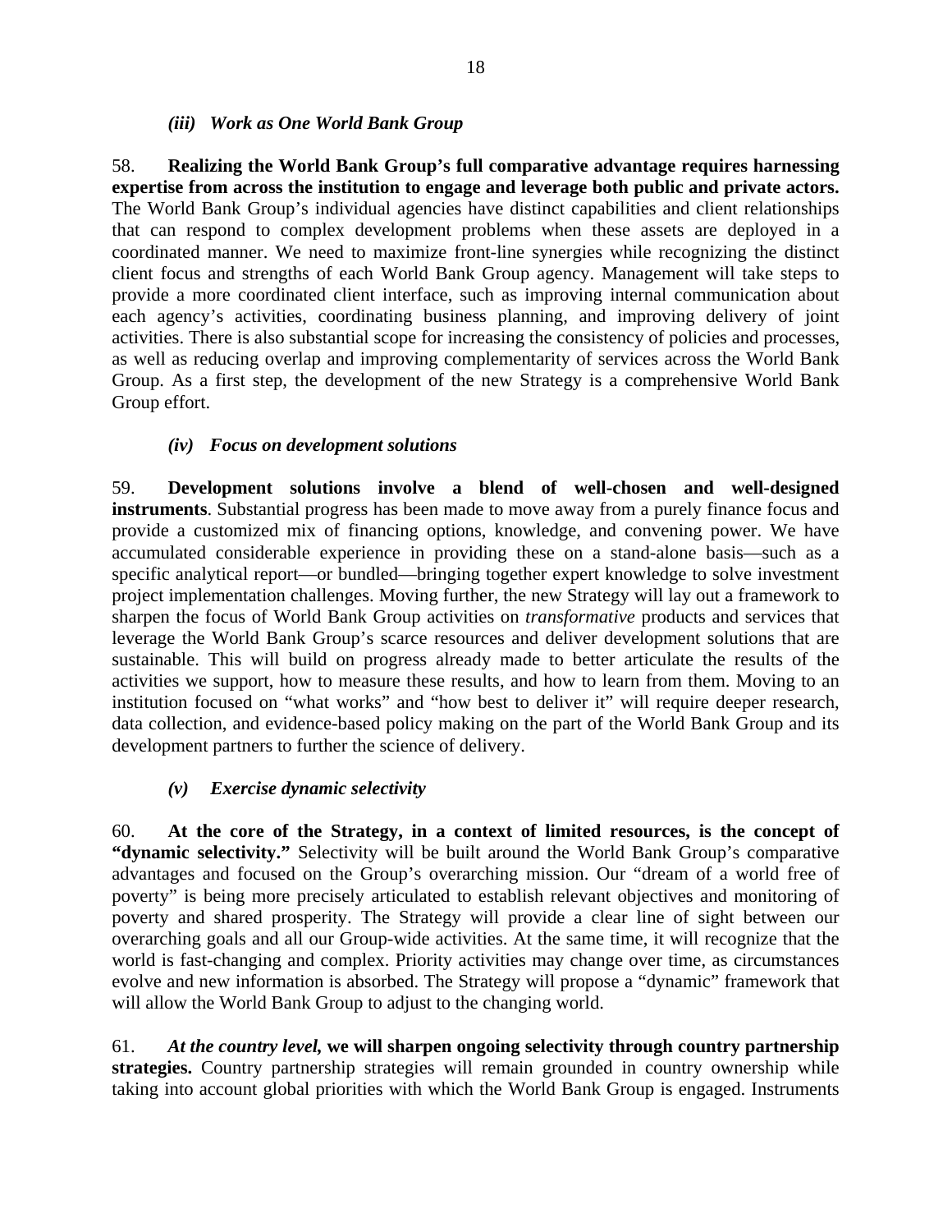### *(iii) Work as One World Bank Group*

58. **Realizing the World Bank Group's full comparative advantage requires harnessing expertise from across the institution to engage and leverage both public and private actors.** The World Bank Group's individual agencies have distinct capabilities and client relationships that can respond to complex development problems when these assets are deployed in a coordinated manner. We need to maximize front-line synergies while recognizing the distinct client focus and strengths of each World Bank Group agency. Management will take steps to provide a more coordinated client interface, such as improving internal communication about each agency's activities, coordinating business planning, and improving delivery of joint activities. There is also substantial scope for increasing the consistency of policies and processes, as well as reducing overlap and improving complementarity of services across the World Bank Group. As a first step, the development of the new Strategy is a comprehensive World Bank Group effort.

### *(iv) Focus on development solutions*

59. **Development solutions involve a blend of well-chosen and well-designed instruments**. Substantial progress has been made to move away from a purely finance focus and provide a customized mix of financing options, knowledge, and convening power. We have accumulated considerable experience in providing these on a stand-alone basis—such as a specific analytical report—or bundled—bringing together expert knowledge to solve investment project implementation challenges. Moving further, the new Strategy will lay out a framework to sharpen the focus of World Bank Group activities on *transformative* products and services that leverage the World Bank Group's scarce resources and deliver development solutions that are sustainable. This will build on progress already made to better articulate the results of the activities we support, how to measure these results, and how to learn from them. Moving to an institution focused on "what works" and "how best to deliver it" will require deeper research, data collection, and evidence-based policy making on the part of the World Bank Group and its development partners to further the science of delivery.

### *(v) Exercise dynamic selectivity*

60. **At the core of the Strategy, in a context of limited resources, is the concept of "dynamic selectivity."** Selectivity will be built around the World Bank Group's comparative advantages and focused on the Group's overarching mission. Our "dream of a world free of poverty" is being more precisely articulated to establish relevant objectives and monitoring of poverty and shared prosperity. The Strategy will provide a clear line of sight between our overarching goals and all our Group-wide activities. At the same time, it will recognize that the world is fast-changing and complex. Priority activities may change over time, as circumstances evolve and new information is absorbed. The Strategy will propose a "dynamic" framework that will allow the World Bank Group to adjust to the changing world.

61. ***At the country level,* we will sharpen ongoing selectivity through country partnership strategies.** Country partnership strategies will remain grounded in country ownership while taking into account global priorities with which the World Bank Group is engaged. Instruments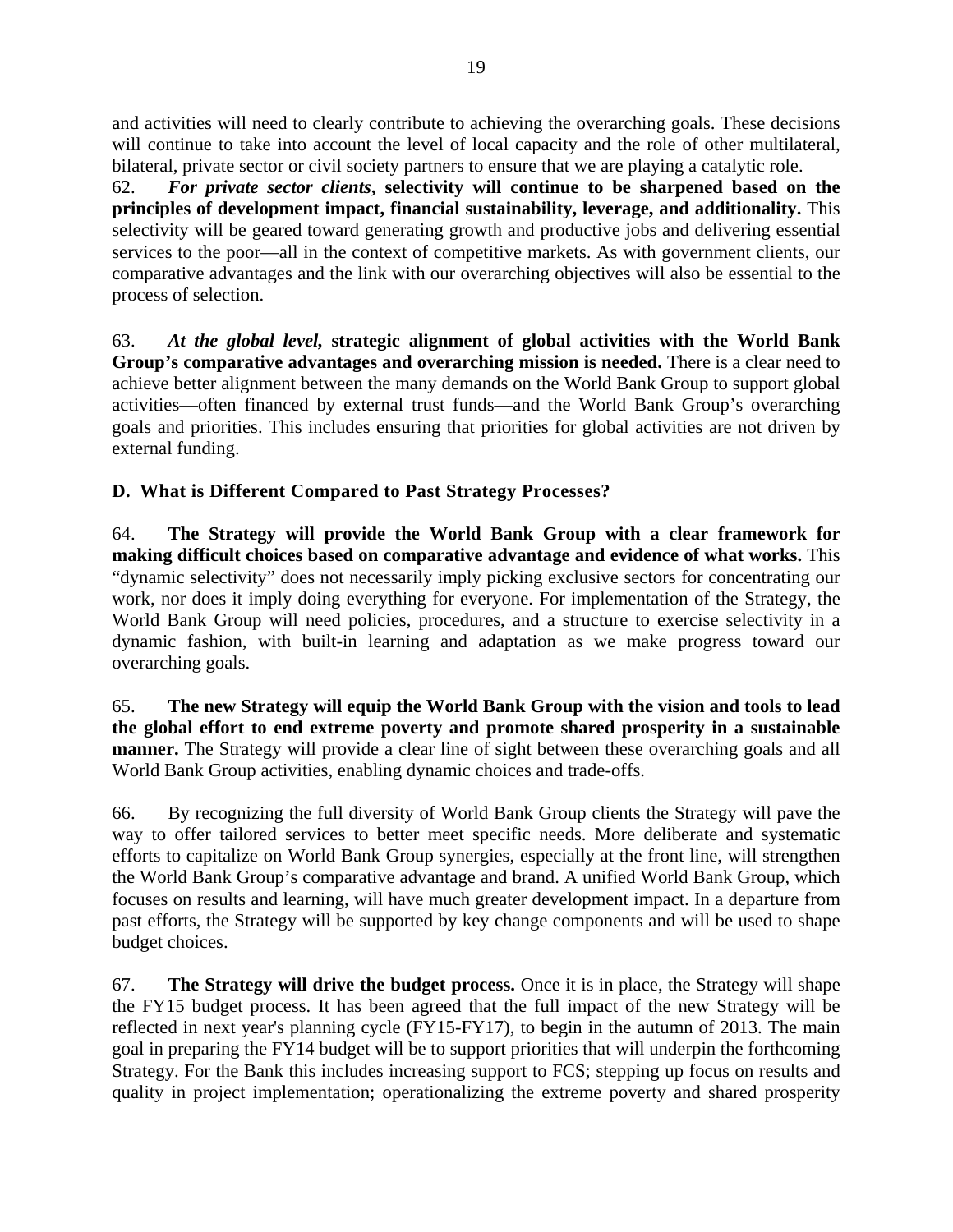and activities will need to clearly contribute to achieving the overarching goals. These decisions will continue to take into account the level of local capacity and the role of other multilateral, bilateral, private sector or civil society partners to ensure that we are playing a catalytic role.

62. ***For private sector clients*, selectivity will continue to be sharpened based on the principles of development impact, financial sustainability, leverage, and additionality.** This selectivity will be geared toward generating growth and productive jobs and delivering essential services to the poor—all in the context of competitive markets. As with government clients, our comparative advantages and the link with our overarching objectives will also be essential to the process of selection.

63. ***At the global level*, strategic alignment of global activities with the World Bank Group's comparative advantages and overarching mission is needed.** There is a clear need to achieve better alignment between the many demands on the World Bank Group to support global activities—often financed by external trust funds—and the World Bank Group's overarching goals and priorities. This includes ensuring that priorities for global activities are not driven by external funding.

## D. What is Different Compared to Past Strategy Processes?

64. **The Strategy will provide the World Bank Group with a clear framework for making difficult choices based on comparative advantage and evidence of what works.** This "dynamic selectivity" does not necessarily imply picking exclusive sectors for concentrating our work, nor does it imply doing everything for everyone. For implementation of the Strategy, the World Bank Group will need policies, procedures, and a structure to exercise selectivity in a dynamic fashion, with built-in learning and adaptation as we make progress toward our overarching goals.

65. **The new Strategy will equip the World Bank Group with the vision and tools to lead the global effort to end extreme poverty and promote shared prosperity in a sustainable manner.** The Strategy will provide a clear line of sight between these overarching goals and all World Bank Group activities, enabling dynamic choices and trade-offs.

66. By recognizing the full diversity of World Bank Group clients the Strategy will pave the way to offer tailored services to better meet specific needs. More deliberate and systematic efforts to capitalize on World Bank Group synergies, especially at the front line, will strengthen the World Bank Group's comparative advantage and brand. A unified World Bank Group, which focuses on results and learning, will have much greater development impact. In a departure from past efforts, the Strategy will be supported by key change components and will be used to shape budget choices.

67. **The Strategy will drive the budget process.** Once it is in place, the Strategy will shape the FY15 budget process. It has been agreed that the full impact of the new Strategy will be reflected in next year's planning cycle (FY15-FY17), to begin in the autumn of 2013. The main goal in preparing the FY14 budget will be to support priorities that will underpin the forthcoming Strategy. For the Bank this includes increasing support to FCS; stepping up focus on results and quality in project implementation; operationalizing the extreme poverty and shared prosperity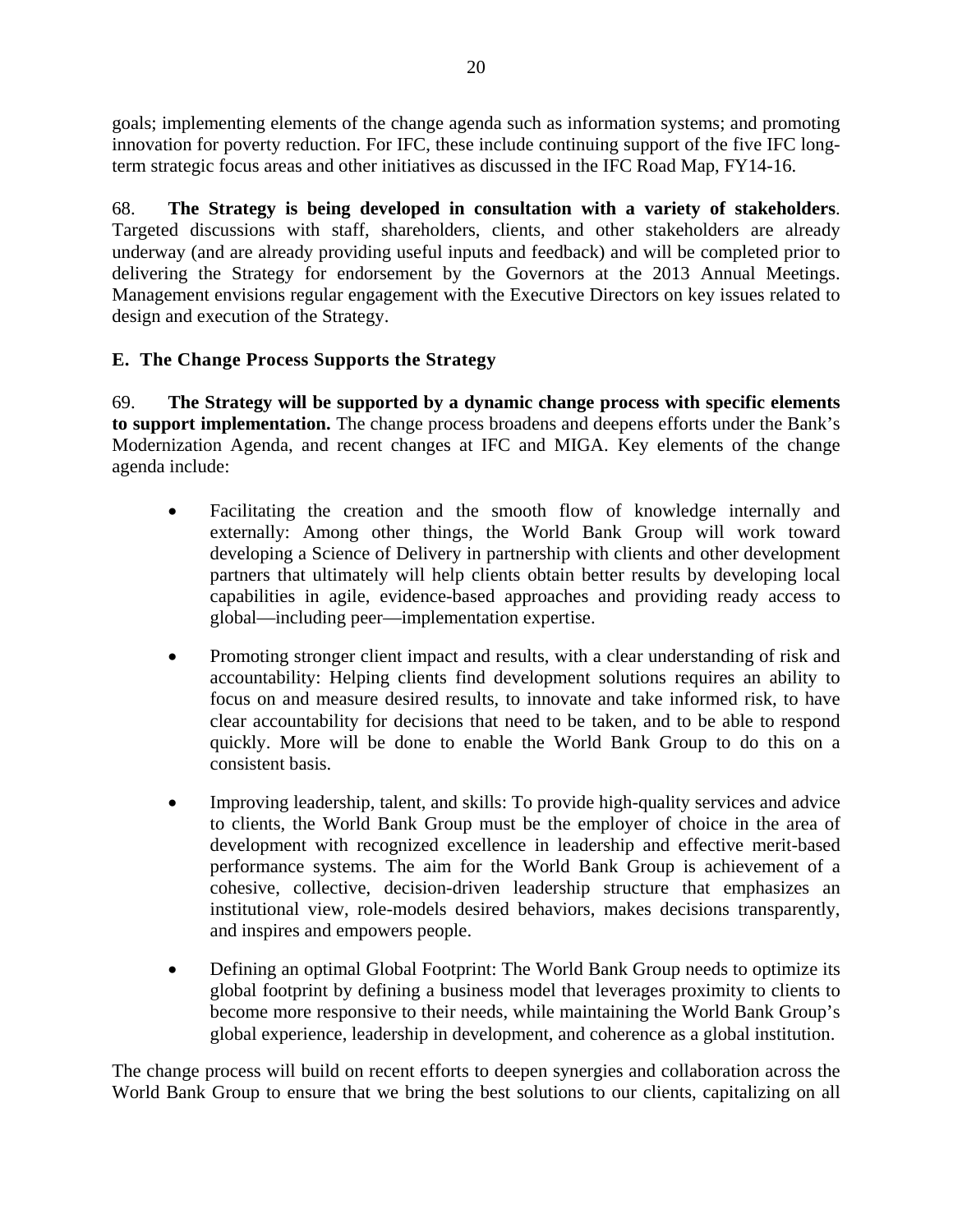goals; implementing elements of the change agenda such as information systems; and promoting innovation for poverty reduction. For IFC, these include continuing support of the five IFC long-term strategic focus areas and other initiatives as discussed in the IFC Road Map, FY14-16.

68. **The Strategy is being developed in consultation with a variety of stakeholders**. Targeted discussions with staff, shareholders, clients, and other stakeholders are already underway (and are already providing useful inputs and feedback) and will be completed prior to delivering the Strategy for endorsement by the Governors at the 2013 Annual Meetings. Management envisions regular engagement with the Executive Directors on key issues related to design and execution of the Strategy.

### E. The Change Process Supports the Strategy

69. **The Strategy will be supported by a dynamic change process with specific elements to support implementation.** The change process broadens and deepens efforts under the Bank's Modernization Agenda, and recent changes at IFC and MIGA. Key elements of the change agenda include:

- Facilitating the creation and the smooth flow of knowledge internally and externally: Among other things, the World Bank Group will work toward developing a Science of Delivery in partnership with clients and other development partners that ultimately will help clients obtain better results by developing local capabilities in agile, evidence-based approaches and providing ready access to global—including peer—implementation expertise.

- Promoting stronger client impact and results, with a clear understanding of risk and accountability: Helping clients find development solutions requires an ability to focus on and measure desired results, to innovate and take informed risk, to have clear accountability for decisions that need to be taken, and to be able to respond quickly. More will be done to enable the World Bank Group to do this on a consistent basis.

- Improving leadership, talent, and skills: To provide high-quality services and advice to clients, the World Bank Group must be the employer of choice in the area of development with recognized excellence in leadership and effective merit-based performance systems. The aim for the World Bank Group is achievement of a cohesive, collective, decision-driven leadership structure that emphasizes an institutional view, role-models desired behaviors, makes decisions transparently, and inspires and empowers people.

- Defining an optimal Global Footprint: The World Bank Group needs to optimize its global footprint by defining a business model that leverages proximity to clients to become more responsive to their needs, while maintaining the World Bank Group's global experience, leadership in development, and coherence as a global institution.

The change process will build on recent efforts to deepen synergies and collaboration across the World Bank Group to ensure that we bring the best solutions to our clients, capitalizing on all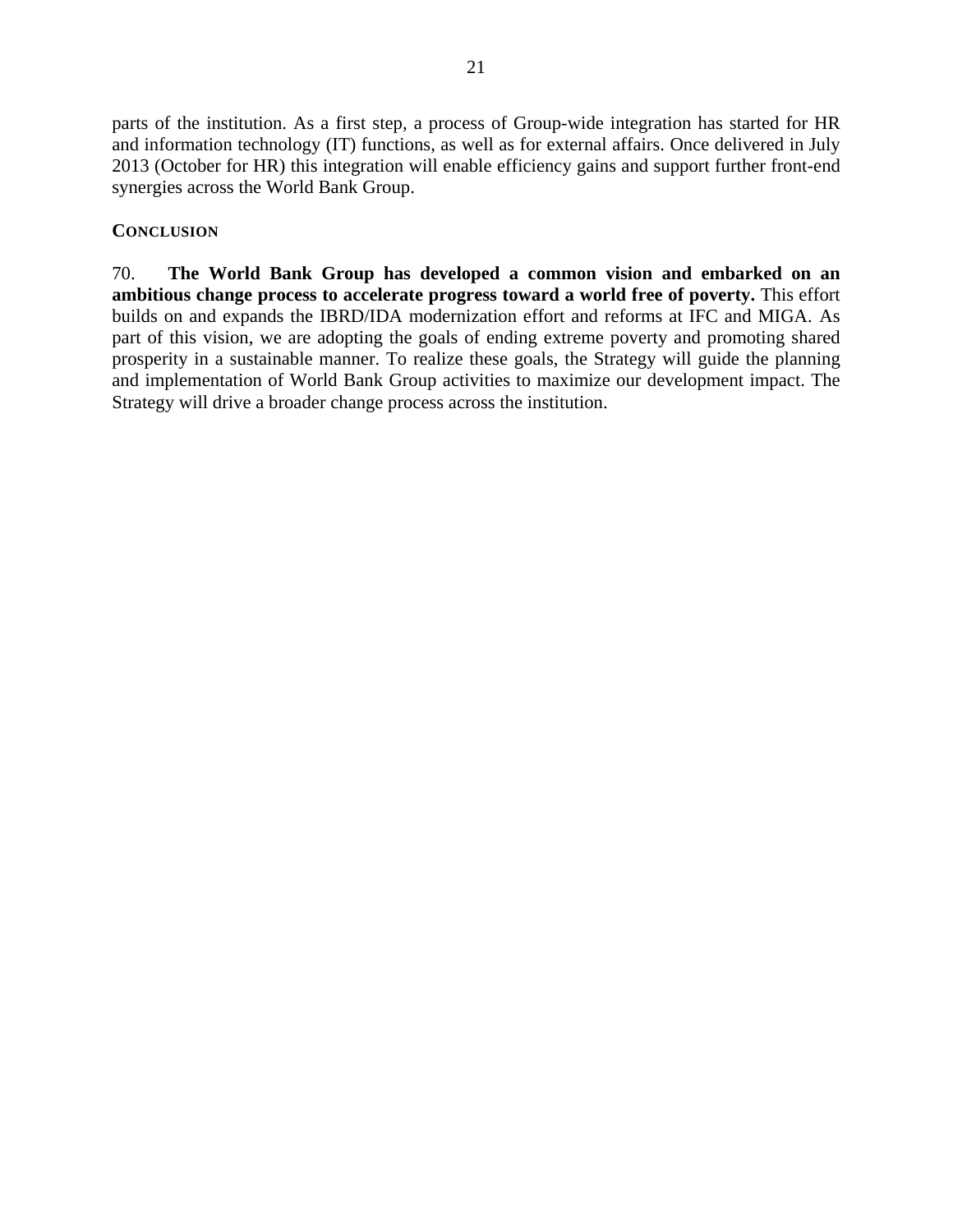parts of the institution. As a first step, a process of Group-wide integration has started for HR and information technology (IT) functions, as well as for external affairs. Once delivered in July 2013 (October for HR) this integration will enable efficiency gains and support further front-end synergies across the World Bank Group.

## CONCLUSION

70. **The World Bank Group has developed a common vision and embarked on an ambitious change process to accelerate progress toward a world free of poverty.** This effort builds on and expands the IBRD/IDA modernization effort and reforms at IFC and MIGA. As part of this vision, we are adopting the goals of ending extreme poverty and promoting shared prosperity in a sustainable manner. To realize these goals, the Strategy will guide the planning and implementation of World Bank Group activities to maximize our development impact. The Strategy will drive a broader change process across the institution.